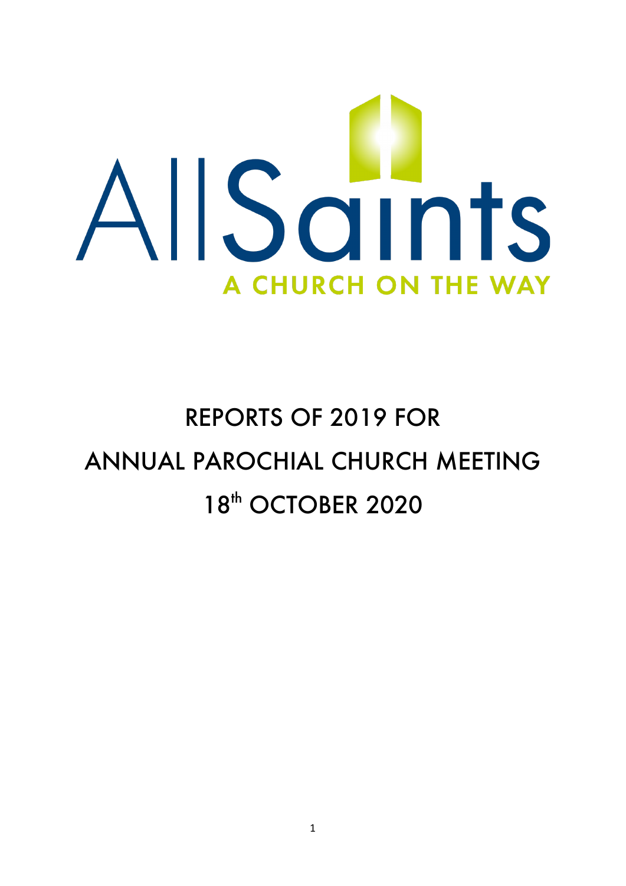AllSaints

A CHURCH ON THE WAY

# REPORTS OF 2019 FOR ANNUAL PAROCHIAL CHURCH MEETING 18th OCTOBER 2020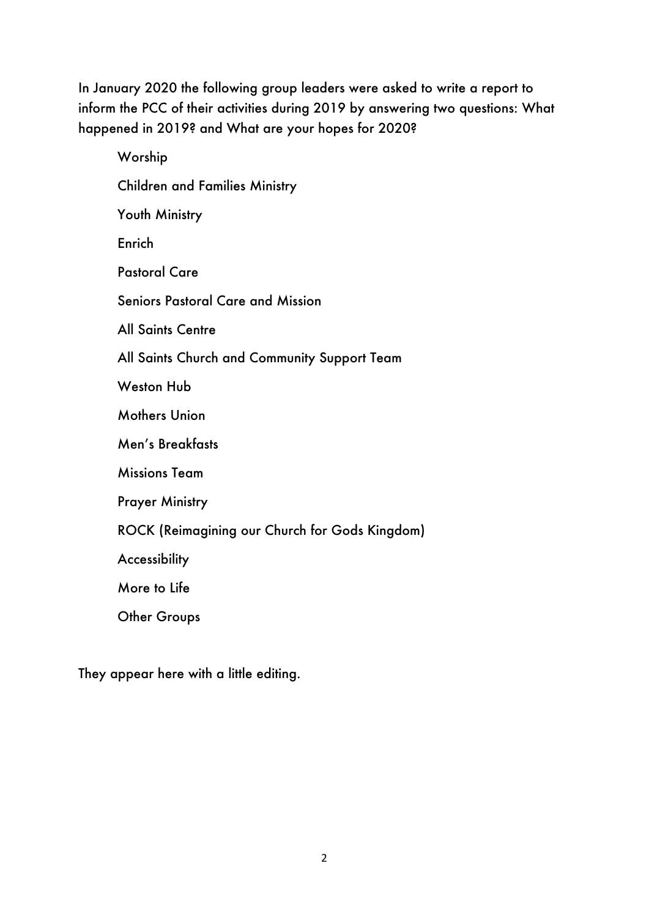In January 2020 the following group leaders were asked to write a report to inform the PCC of their activities during 2019 by answering two questions: What happened in 2019? and What are your hopes for 2020?

- Worship
- Children and Families Ministry
- Youth Ministry
- Enrich
- Pastoral Care
- Seniors Pastoral Care and Mission
- All Saints Centre
- All Saints Church and Community Support Team
- Weston Hub
- Mothers Union
- Men's Breakfasts
- Missions Team
- Prayer Ministry
- ROCK (Reimagining our Church for Gods Kingdom)
- Accessibility
- More to Life
- Other Groups

They appear here with a little editing.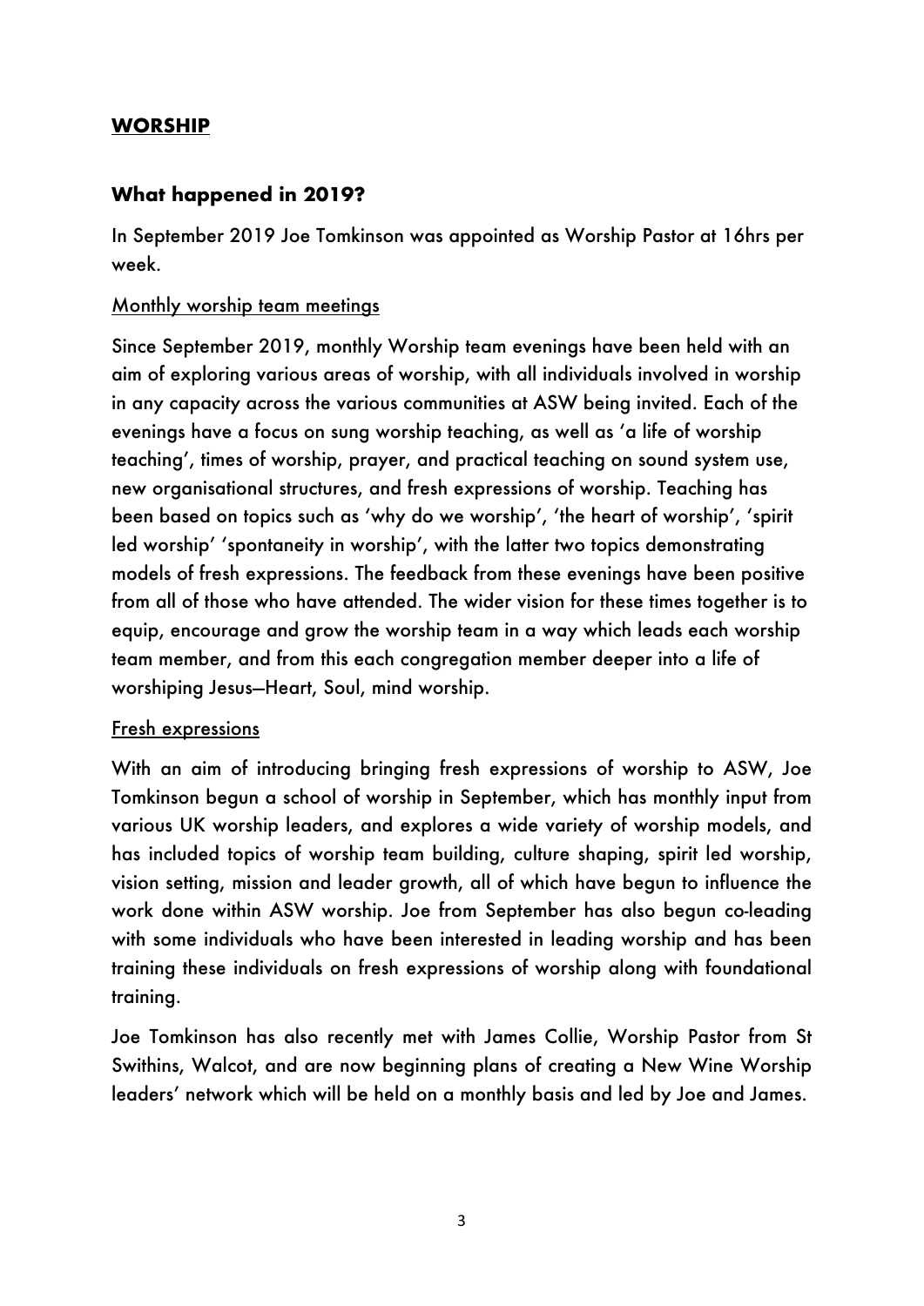## WORSHIP

### What happened in 2019?

In September 2019 Joe Tomkinson was appointed as Worship Pastor at 16hrs per week.

Monthly worship team meetings

Since September 2019, monthly Worship team evenings have been held with an aim of exploring various areas of worship, with all individuals involved in worship in any capacity across the various communities at ASW being invited. Each of the evenings have a focus on sung worship teaching, as well as 'a life of worship teaching', times of worship, prayer, and practical teaching on sound system use, new organisational structures, and fresh expressions of worship. Teaching has been based on topics such as 'why do we worship', 'the heart of worship', 'spirit led worship' 'spontaneity in worship', with the latter two topics demonstrating models of fresh expressions. The feedback from these evenings have been positive from all of those who have attended. The wider vision for these times together is to equip, encourage and grow the worship team in a way which leads each worship team member, and from this each congregation member deeper into a life of worshiping Jesus—Heart, Soul, mind worship.

Fresh expressions

With an aim of introducing bringing fresh expressions of worship to ASW, Joe Tomkinson begun a school of worship in September, which has monthly input from various UK worship leaders, and explores a wide variety of worship models, and has included topics of worship team building, culture shaping, spirit led worship, vision setting, mission and leader growth, all of which have begun to influence the work done within ASW worship. Joe from September has also begun co-leading with some individuals who have been interested in leading worship and has been training these individuals on fresh expressions of worship along with foundational training.

Joe Tomkinson has also recently met with James Collie, Worship Pastor from St Swithins, Walcot, and are now beginning plans of creating a New Wine Worship leaders' network which will be held on a monthly basis and led by Joe and James.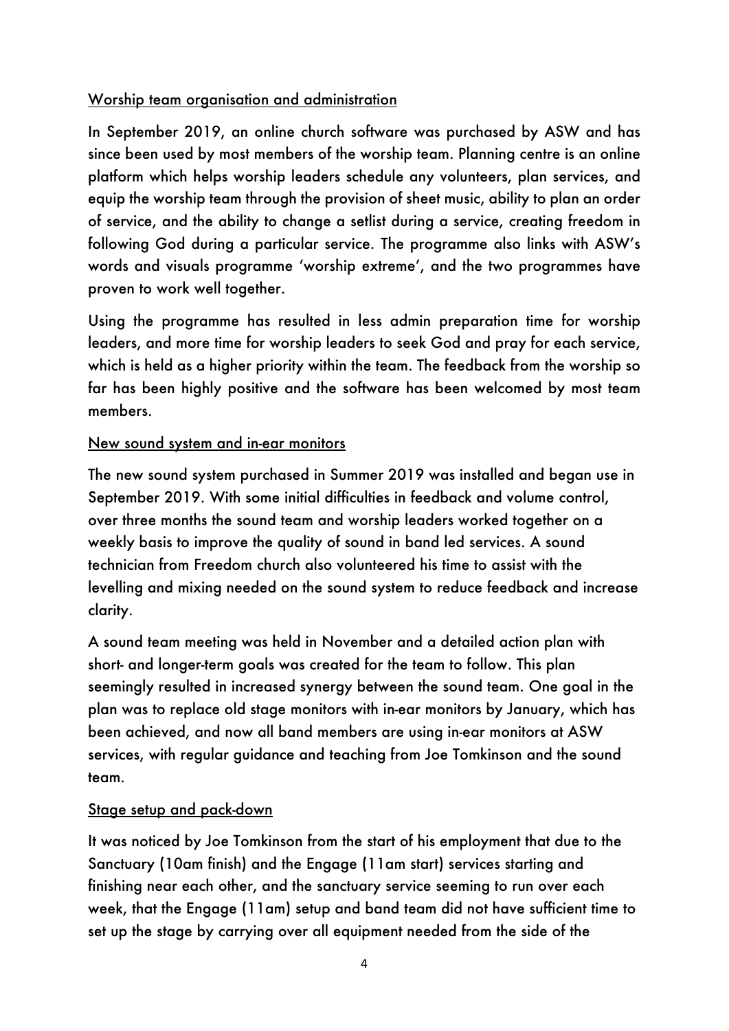<u>Worship team organisation and administration</u>

In September 2019, an online church software was purchased by ASW and has since been used by most members of the worship team. Planning centre is an online platform which helps worship leaders schedule any volunteers, plan services, and equip the worship team through the provision of sheet music, ability to plan an order of service, and the ability to change a setlist during a service, creating freedom in following God during a particular service. The programme also links with ASW's words and visuals programme 'worship extreme', and the two programmes have proven to work well together.

Using the programme has resulted in less admin preparation time for worship leaders, and more time for worship leaders to seek God and pray for each service, which is held as a higher priority within the team. The feedback from the worship so far has been highly positive and the software has been welcomed by most team members.

<u>New sound system and in-ear monitors</u>

The new sound system purchased in Summer 2019 was installed and began use in September 2019. With some initial difficulties in feedback and volume control, over three months the sound team and worship leaders worked together on a weekly basis to improve the quality of sound in band led services. A sound technician from Freedom church also volunteered his time to assist with the levelling and mixing needed on the sound system to reduce feedback and increase clarity.

A sound team meeting was held in November and a detailed action plan with short- and longer-term goals was created for the team to follow. This plan seemingly resulted in increased synergy between the sound team. One goal in the plan was to replace old stage monitors with in-ear monitors by January, which has been achieved, and now all band members are using in-ear monitors at ASW services, with regular guidance and teaching from Joe Tomkinson and the sound team.

<u>Stage setup and pack-down</u>

It was noticed by Joe Tomkinson from the start of his employment that due to the Sanctuary (10am finish) and the Engage (11am start) services starting and finishing near each other, and the sanctuary service seeming to run over each week, that the Engage (11am) setup and band team did not have sufficient time to set up the stage by carrying over all equipment needed from the side of the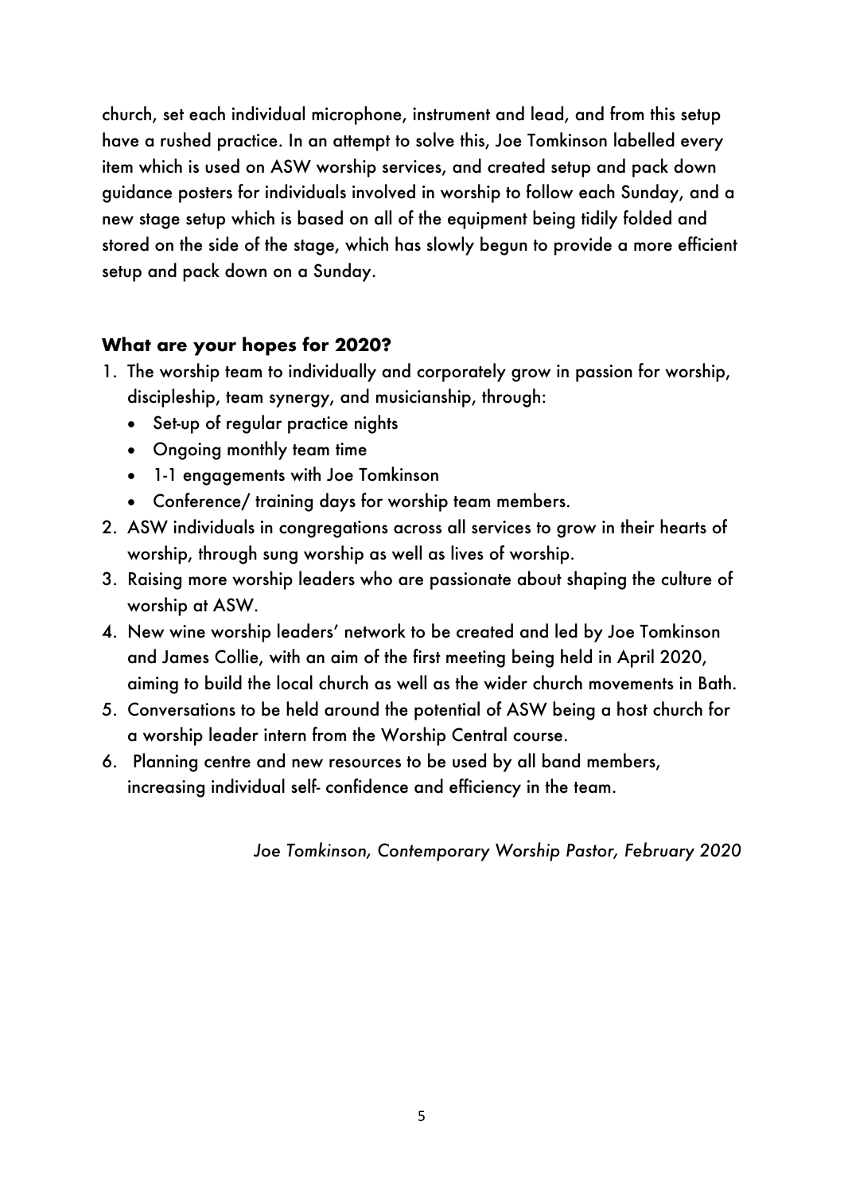church, set each individual microphone, instrument and lead, and from this setup have a rushed practice. In an attempt to solve this, Joe Tomkinson labelled every item which is used on ASW worship services, and created setup and pack down guidance posters for individuals involved in worship to follow each Sunday, and a new stage setup which is based on all of the equipment being tidily folded and stored on the side of the stage, which has slowly begun to provide a more efficient setup and pack down on a Sunday.

## What are your hopes for 2020?

1. The worship team to individually and corporately grow in passion for worship, discipleship, team synergy, and musicianship, through:
   - Set-up of regular practice nights
   - Ongoing monthly team time
   - 1-1 engagements with Joe Tomkinson
   - Conference/ training days for worship team members.
2. ASW individuals in congregations across all services to grow in their hearts of worship, through sung worship as well as lives of worship.
3. Raising more worship leaders who are passionate about shaping the culture of worship at ASW.
4. New wine worship leaders' network to be created and led by Joe Tomkinson and James Collie, with an aim of the first meeting being held in April 2020, aiming to build the local church as well as the wider church movements in Bath.
5. Conversations to be held around the potential of ASW being a host church for a worship leader intern from the Worship Central course.
6. Planning centre and new resources to be used by all band members, increasing individual self- confidence and efficiency in the team.

*Joe Tomkinson, Contemporary Worship Pastor, February 2020*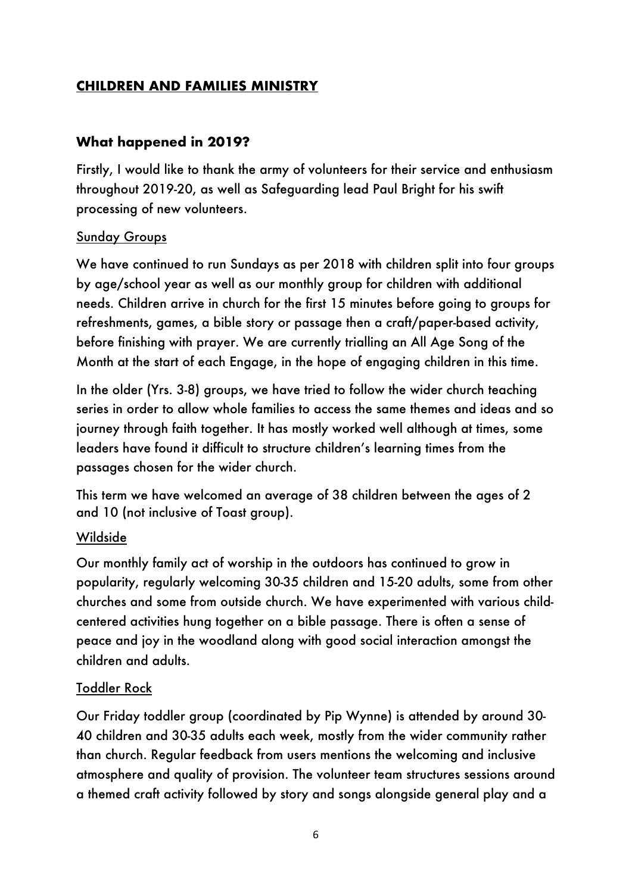## CHILDREN AND FAMILIES MINISTRY

### What happened in 2019?

Firstly, I would like to thank the army of volunteers for their service and enthusiasm throughout 2019-20, as well as Safeguarding lead Paul Bright for his swift processing of new volunteers.

#### Sunday Groups

We have continued to run Sundays as per 2018 with children split into four groups by age/school year as well as our monthly group for children with additional needs. Children arrive in church for the first 15 minutes before going to groups for refreshments, games, a bible story or passage then a craft/paper-based activity, before finishing with prayer. We are currently trialling an All Age Song of the Month at the start of each Engage, in the hope of engaging children in this time.

In the older (Yrs. 3-8) groups, we have tried to follow the wider church teaching series in order to allow whole families to access the same themes and ideas and so journey through faith together. It has mostly worked well although at times, some leaders have found it difficult to structure children's learning times from the passages chosen for the wider church.

This term we have welcomed an average of 38 children between the ages of 2 and 10 (not inclusive of Toast group).

#### Wildside

Our monthly family act of worship in the outdoors has continued to grow in popularity, regularly welcoming 30-35 children and 15-20 adults, some from other churches and some from outside church. We have experimented with various child-centered activities hung together on a bible passage. There is often a sense of peace and joy in the woodland along with good social interaction amongst the children and adults.

#### Toddler Rock

Our Friday toddler group (coordinated by Pip Wynne) is attended by around 30-40 children and 30-35 adults each week, mostly from the wider community rather than church. Regular feedback from users mentions the welcoming and inclusive atmosphere and quality of provision. The volunteer team structures sessions around a themed craft activity followed by story and songs alongside general play and a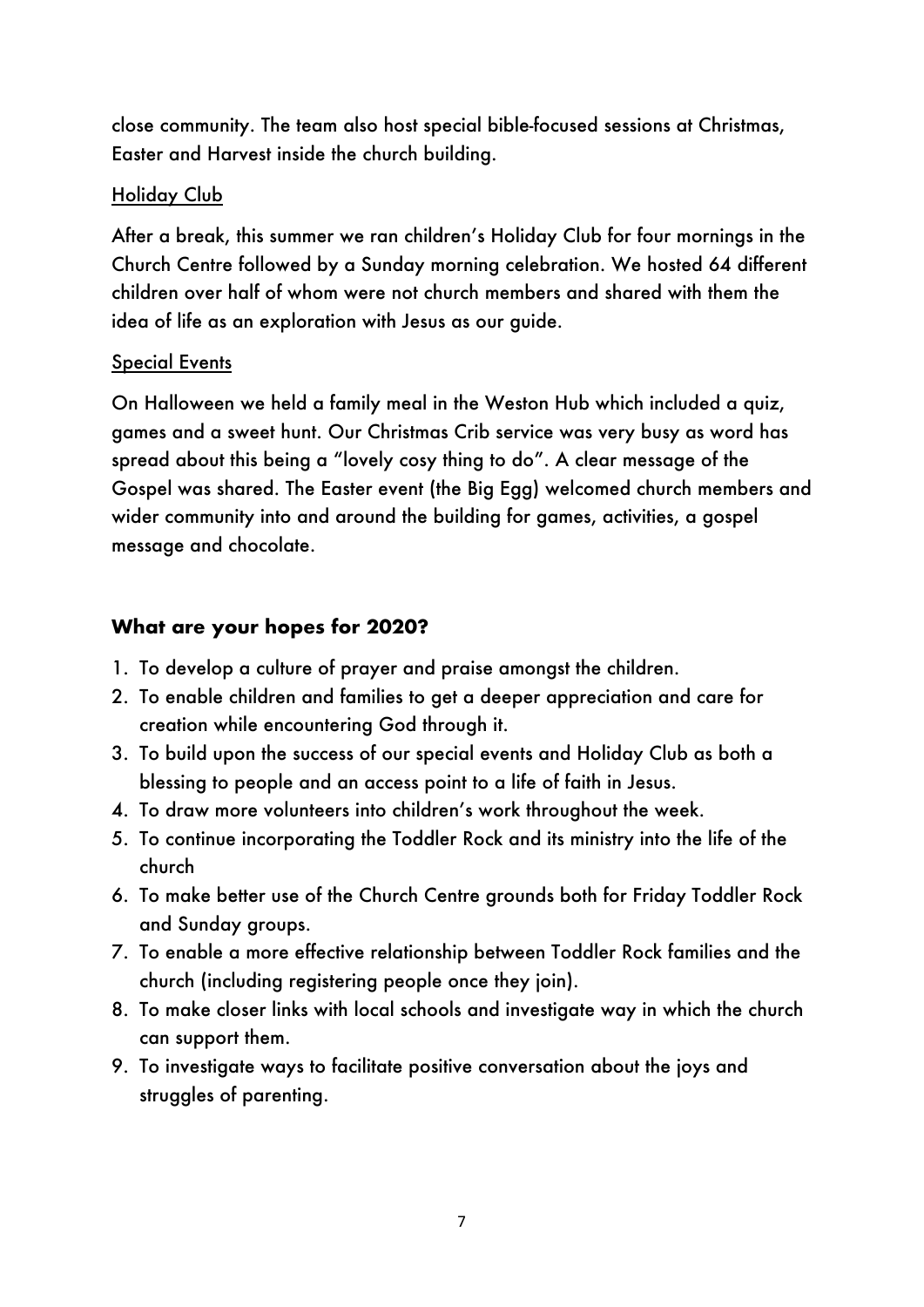close community. The team also host special bible-focused sessions at Christmas, Easter and Harvest inside the church building.

<u>Holiday Club</u>

After a break, this summer we ran children's Holiday Club for four mornings in the Church Centre followed by a Sunday morning celebration. We hosted 64 different children over half of whom were not church members and shared with them the idea of life as an exploration with Jesus as our guide.

<u>Special Events</u>

On Halloween we held a family meal in the Weston Hub which included a quiz, games and a sweet hunt. Our Christmas Crib service was very busy as word has spread about this being a "lovely cosy thing to do". A clear message of the Gospel was shared. The Easter event (the Big Egg) welcomed church members and wider community into and around the building for games, activities, a gospel message and chocolate.

### What are your hopes for 2020?

1. To develop a culture of prayer and praise amongst the children.
2. To enable children and families to get a deeper appreciation and care for creation while encountering God through it.
3. To build upon the success of our special events and Holiday Club as both a blessing to people and an access point to a life of faith in Jesus.
4. To draw more volunteers into children's work throughout the week.
5. To continue incorporating the Toddler Rock and its ministry into the life of the church
6. To make better use of the Church Centre grounds both for Friday Toddler Rock and Sunday groups.
7. To enable a more effective relationship between Toddler Rock families and the church (including registering people once they join).
8. To make closer links with local schools and investigate way in which the church can support them.
9. To investigate ways to facilitate positive conversation about the joys and struggles of parenting.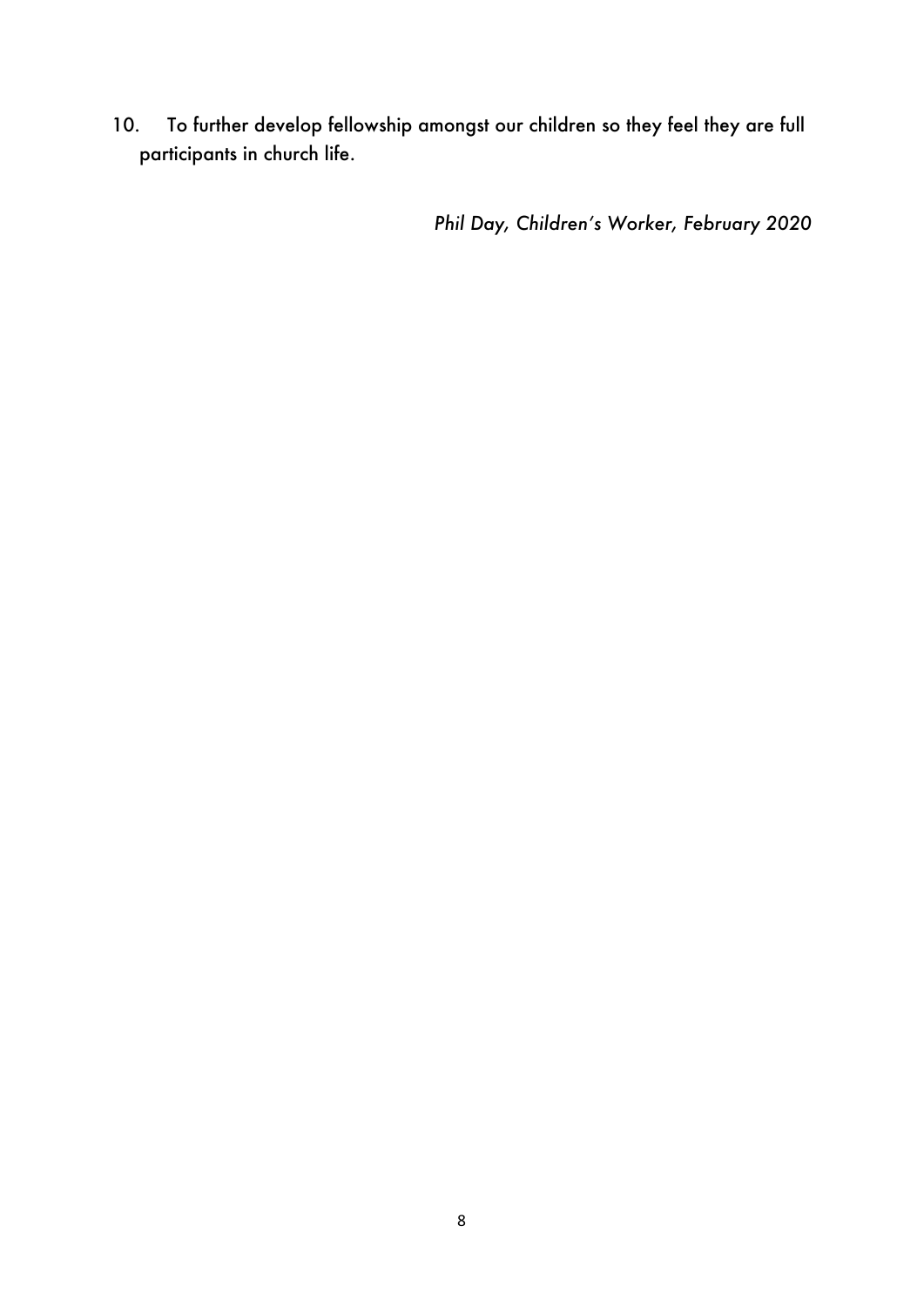10. To further develop fellowship amongst our children so they feel they are full participants in church life.

*Phil Day, Children's Worker, February 2020*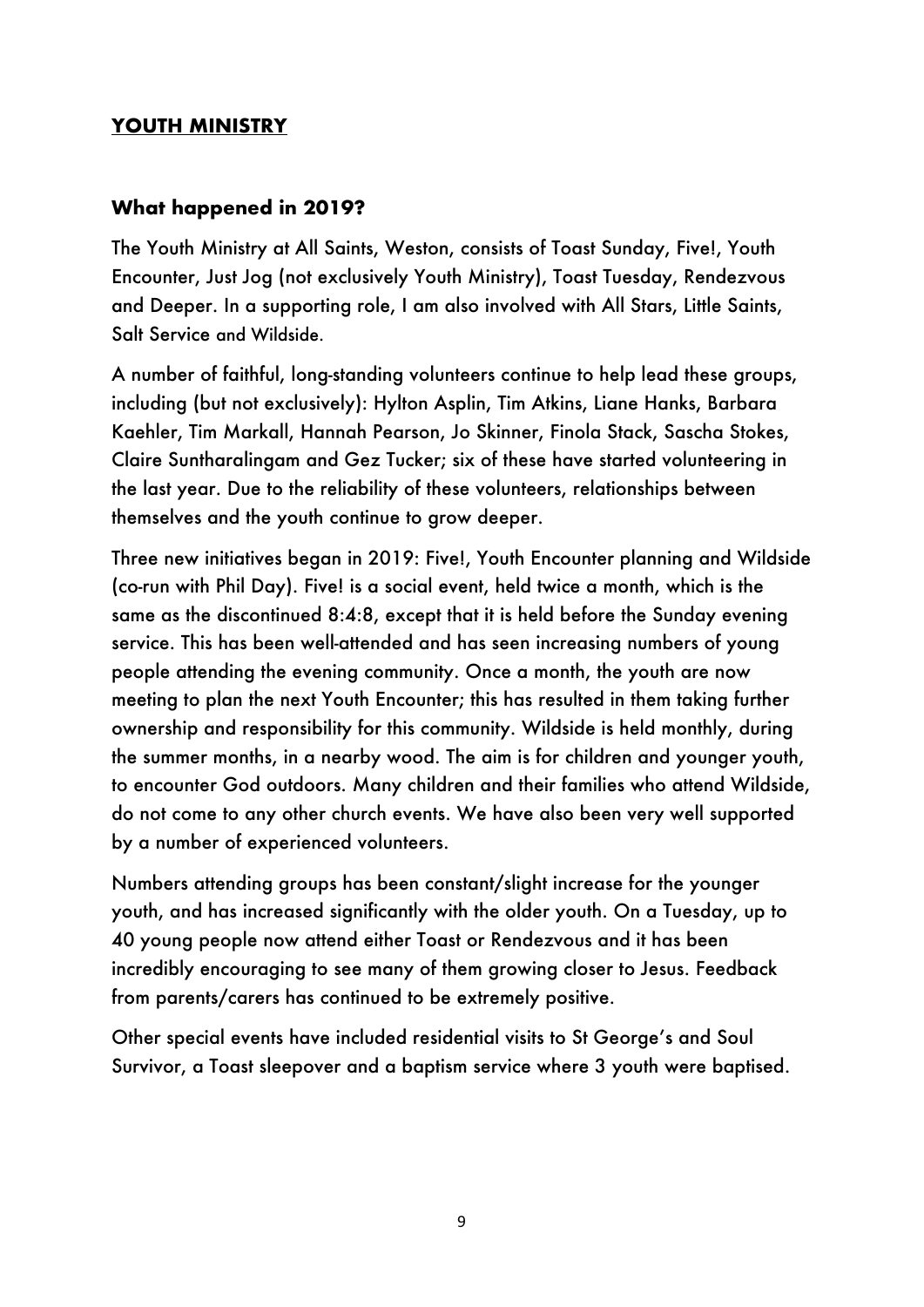## **YOUTH MINISTRY**

### What happened in 2019?

The Youth Ministry at All Saints, Weston, consists of Toast Sunday, Five!, Youth Encounter, Just Jog (not exclusively Youth Ministry), Toast Tuesday, Rendezvous and Deeper. In a supporting role, I am also involved with All Stars, Little Saints, Salt Service and Wildside.

A number of faithful, long-standing volunteers continue to help lead these groups, including (but not exclusively): Hylton Asplin, Tim Atkins, Liane Hanks, Barbara Kaehler, Tim Markall, Hannah Pearson, Jo Skinner, Finola Stack, Sascha Stokes, Claire Suntharalingam and Gez Tucker; six of these have started volunteering in the last year. Due to the reliability of these volunteers, relationships between themselves and the youth continue to grow deeper.

Three new initiatives began in 2019: Five!, Youth Encounter planning and Wildside (co-run with Phil Day). Five! is a social event, held twice a month, which is the same as the discontinued 8:4:8, except that it is held before the Sunday evening service. This has been well-attended and has seen increasing numbers of young people attending the evening community. Once a month, the youth are now meeting to plan the next Youth Encounter; this has resulted in them taking further ownership and responsibility for this community. Wildside is held monthly, during the summer months, in a nearby wood. The aim is for children and younger youth, to encounter God outdoors. Many children and their families who attend Wildside, do not come to any other church events. We have also been very well supported by a number of experienced volunteers.

Numbers attending groups has been constant/slight increase for the younger youth, and has increased significantly with the older youth. On a Tuesday, up to 40 young people now attend either Toast or Rendezvous and it has been incredibly encouraging to see many of them growing closer to Jesus. Feedback from parents/carers has continued to be extremely positive.

Other special events have included residential visits to St George's and Soul Survivor, a Toast sleepover and a baptism service where 3 youth were baptised.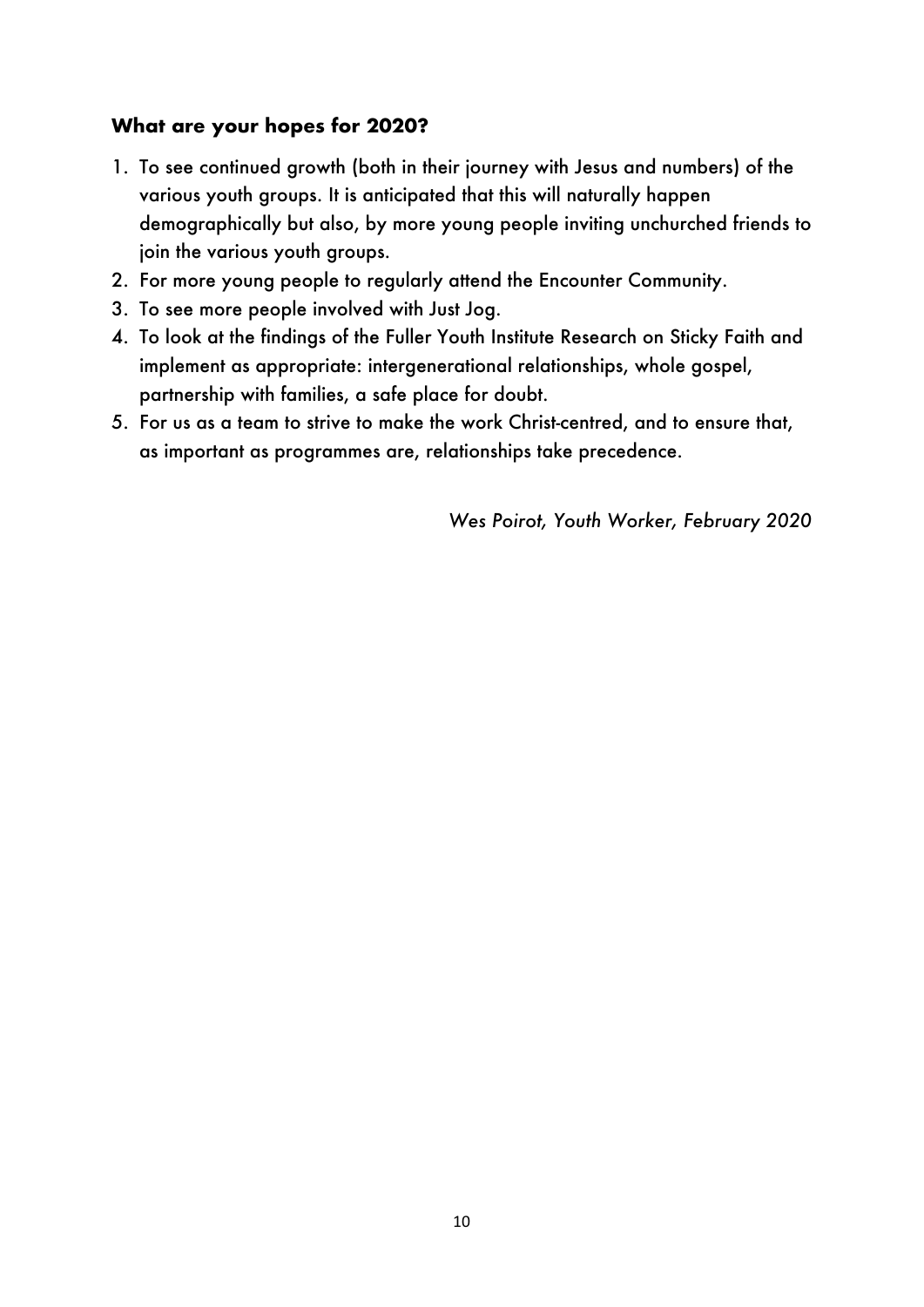### What are your hopes for 2020?

1. To see continued growth (both in their journey with Jesus and numbers) of the various youth groups. It is anticipated that this will naturally happen demographically but also, by more young people inviting unchurched friends to join the various youth groups.
2. For more young people to regularly attend the Encounter Community.
3. To see more people involved with Just Jog.
4. To look at the findings of the Fuller Youth Institute Research on Sticky Faith and implement as appropriate: intergenerational relationships, whole gospel, partnership with families, a safe place for doubt.
5. For us as a team to strive to make the work Christ-centred, and to ensure that, as important as programmes are, relationships take precedence.

*Wes Poirot, Youth Worker, February 2020*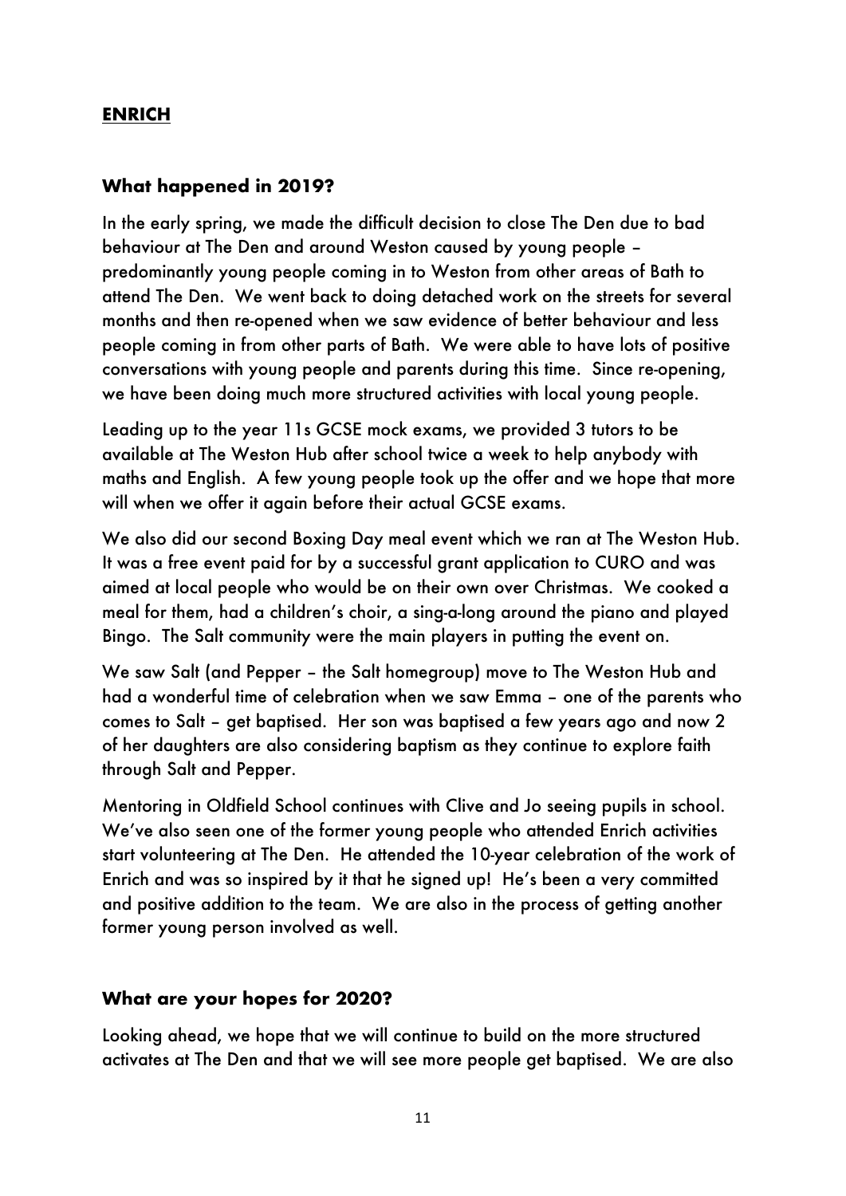## ENRICH

### What happened in 2019?

In the early spring, we made the difficult decision to close The Den due to bad behaviour at The Den and around Weston caused by young people – predominantly young people coming in to Weston from other areas of Bath to attend The Den. We went back to doing detached work on the streets for several months and then re-opened when we saw evidence of better behaviour and less people coming in from other parts of Bath. We were able to have lots of positive conversations with young people and parents during this time. Since re-opening, we have been doing much more structured activities with local young people.

Leading up to the year 11s GCSE mock exams, we provided 3 tutors to be available at The Weston Hub after school twice a week to help anybody with maths and English. A few young people took up the offer and we hope that more will when we offer it again before their actual GCSE exams.

We also did our second Boxing Day meal event which we ran at The Weston Hub. It was a free event paid for by a successful grant application to CURO and was aimed at local people who would be on their own over Christmas. We cooked a meal for them, had a children's choir, a sing-a-long around the piano and played Bingo. The Salt community were the main players in putting the event on.

We saw Salt (and Pepper – the Salt homegroup) move to The Weston Hub and had a wonderful time of celebration when we saw Emma – one of the parents who comes to Salt – get baptised. Her son was baptised a few years ago and now 2 of her daughters are also considering baptism as they continue to explore faith through Salt and Pepper.

Mentoring in Oldfield School continues with Clive and Jo seeing pupils in school. We've also seen one of the former young people who attended Enrich activities start volunteering at The Den. He attended the 10-year celebration of the work of Enrich and was so inspired by it that he signed up! He's been a very committed and positive addition to the team. We are also in the process of getting another former young person involved as well.

### What are your hopes for 2020?

Looking ahead, we hope that we will continue to build on the more structured activates at The Den and that we will see more people get baptised. We are also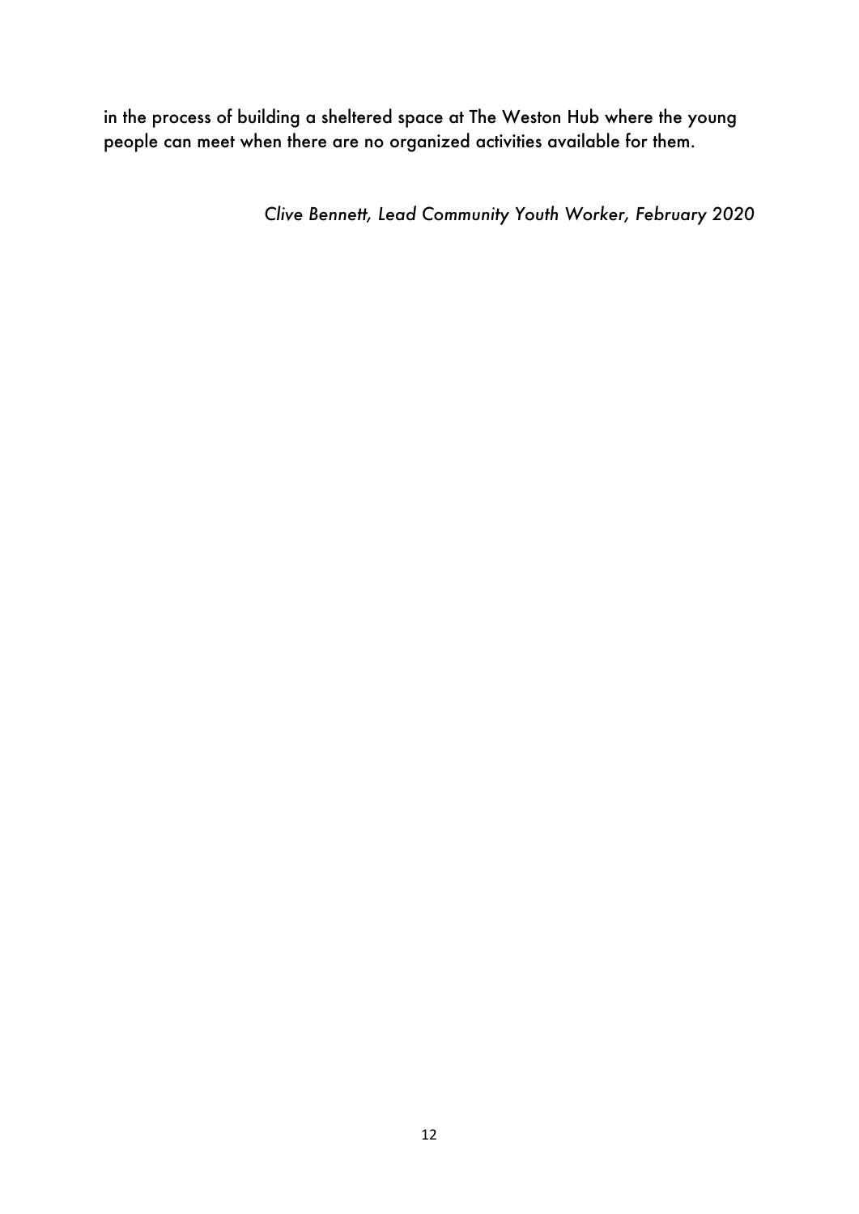in the process of building a sheltered space at The Weston Hub where the young people can meet when there are no organized activities available for them.

*Clive Bennett, Lead Community Youth Worker, February 2020*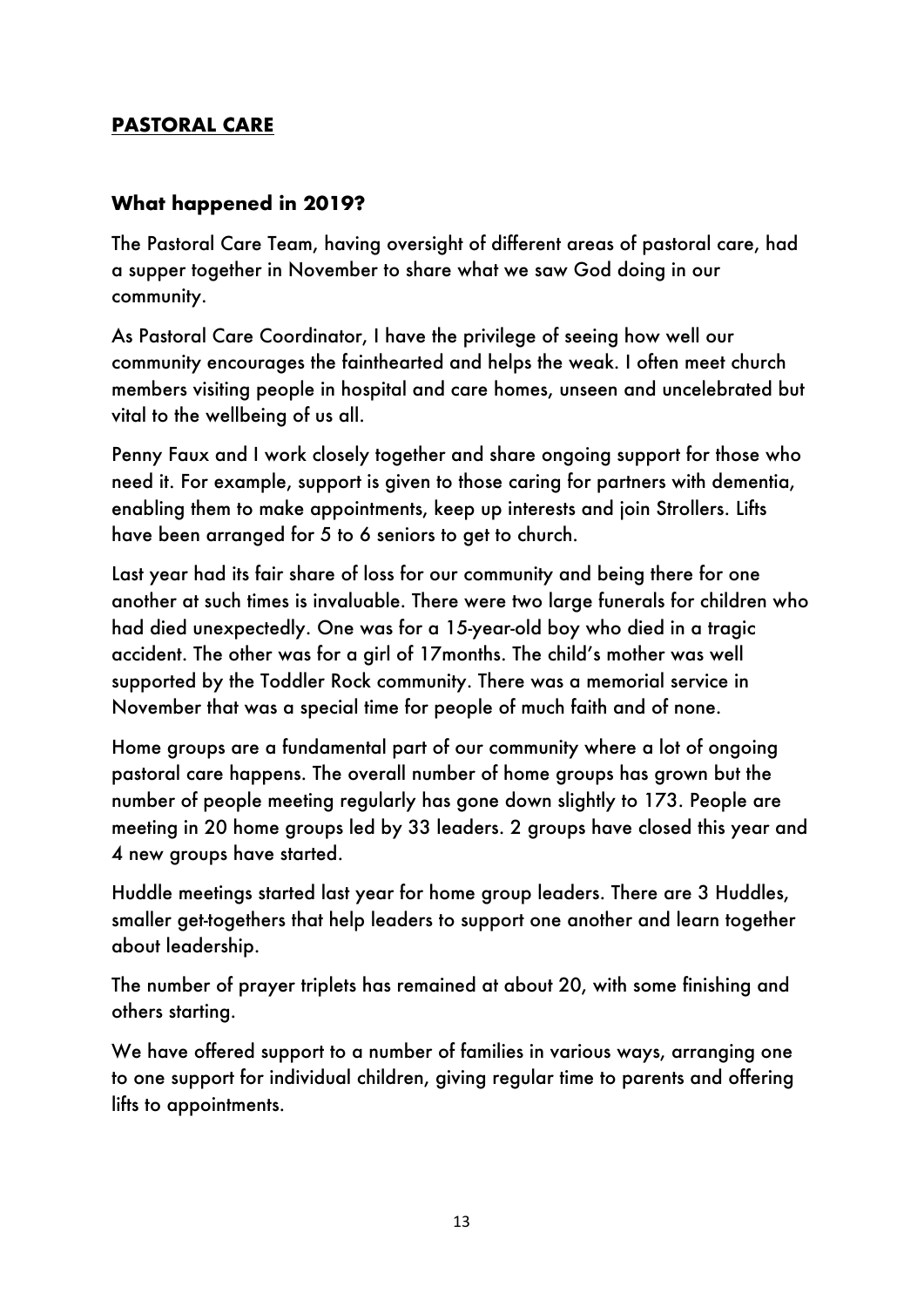## PASTORAL CARE

### What happened in 2019?

The Pastoral Care Team, having oversight of different areas of pastoral care, had a supper together in November to share what we saw God doing in our community.

As Pastoral Care Coordinator, I have the privilege of seeing how well our community encourages the fainthearted and helps the weak. I often meet church members visiting people in hospital and care homes, unseen and uncelebrated but vital to the wellbeing of us all.

Penny Faux and I work closely together and share ongoing support for those who need it. For example, support is given to those caring for partners with dementia, enabling them to make appointments, keep up interests and join Strollers. Lifts have been arranged for 5 to 6 seniors to get to church.

Last year had its fair share of loss for our community and being there for one another at such times is invaluable. There were two large funerals for children who had died unexpectedly. One was for a 15-year-old boy who died in a tragic accident. The other was for a girl of 17months. The child's mother was well supported by the Toddler Rock community. There was a memorial service in November that was a special time for people of much faith and of none.

Home groups are a fundamental part of our community where a lot of ongoing pastoral care happens. The overall number of home groups has grown but the number of people meeting regularly has gone down slightly to 173. People are meeting in 20 home groups led by 33 leaders. 2 groups have closed this year and 4 new groups have started.

Huddle meetings started last year for home group leaders. There are 3 Huddles, smaller get-togethers that help leaders to support one another and learn together about leadership.

The number of prayer triplets has remained at about 20, with some finishing and others starting.

We have offered support to a number of families in various ways, arranging one to one support for individual children, giving regular time to parents and offering lifts to appointments.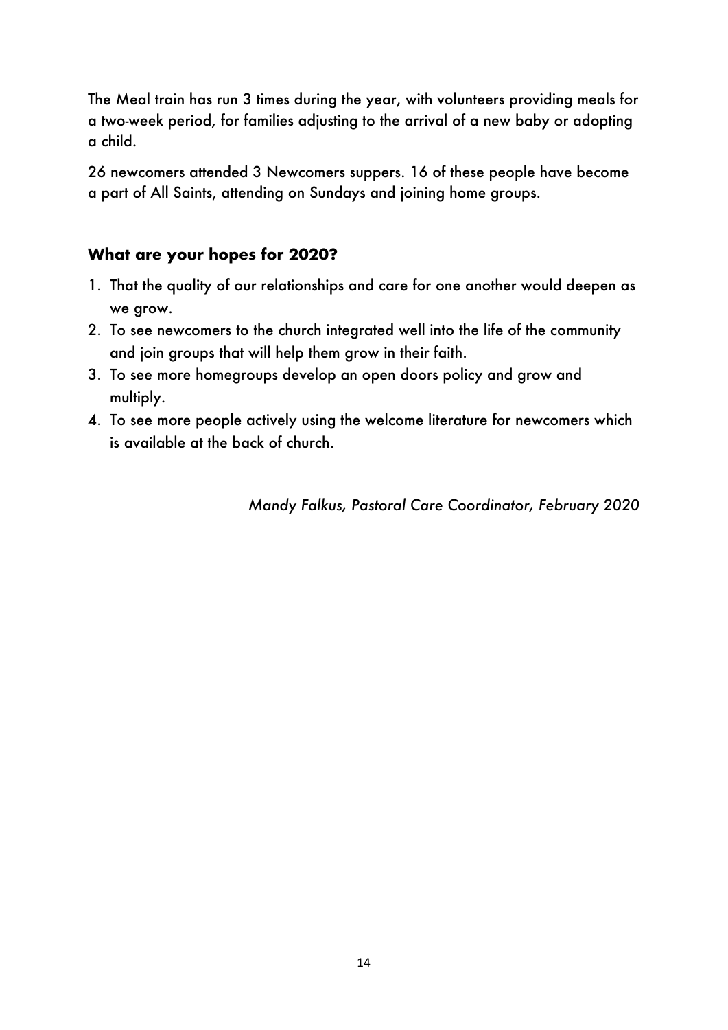The Meal train has run 3 times during the year, with volunteers providing meals for a two-week period, for families adjusting to the arrival of a new baby or adopting a child.

26 newcomers attended 3 Newcomers suppers. 16 of these people have become a part of All Saints, attending on Sundays and joining home groups.

### What are your hopes for 2020?

1. That the quality of our relationships and care for one another would deepen as we grow.
2. To see newcomers to the church integrated well into the life of the community and join groups that will help them grow in their faith.
3. To see more homegroups develop an open doors policy and grow and multiply.
4. To see more people actively using the welcome literature for newcomers which is available at the back of church.

*Mandy Falkus, Pastoral Care Coordinator, February 2020*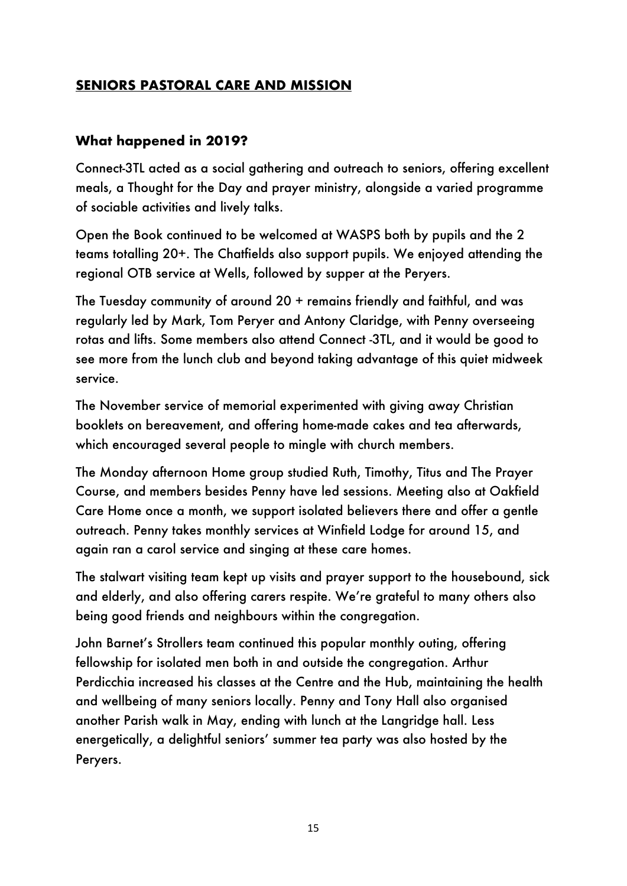## SENIORS PASTORAL CARE AND MISSION

### What happened in 2019?

Connect-3TL acted as a social gathering and outreach to seniors, offering excellent meals, a Thought for the Day and prayer ministry, alongside a varied programme of sociable activities and lively talks.

Open the Book continued to be welcomed at WASPS both by pupils and the 2 teams totalling 20+. The Chatfields also support pupils. We enjoyed attending the regional OTB service at Wells, followed by supper at the Peryers.

The Tuesday community of around 20 + remains friendly and faithful, and was regularly led by Mark, Tom Peryer and Antony Claridge, with Penny overseeing rotas and lifts. Some members also attend Connect -3TL, and it would be good to see more from the lunch club and beyond taking advantage of this quiet midweek service.

The November service of memorial experimented with giving away Christian booklets on bereavement, and offering home-made cakes and tea afterwards, which encouraged several people to mingle with church members.

The Monday afternoon Home group studied Ruth, Timothy, Titus and The Prayer Course, and members besides Penny have led sessions. Meeting also at Oakfield Care Home once a month, we support isolated believers there and offer a gentle outreach. Penny takes monthly services at Winfield Lodge for around 15, and again ran a carol service and singing at these care homes.

The stalwart visiting team kept up visits and prayer support to the housebound, sick and elderly, and also offering carers respite. We're grateful to many others also being good friends and neighbours within the congregation.

John Barnet's Strollers team continued this popular monthly outing, offering fellowship for isolated men both in and outside the congregation. Arthur Perdicchia increased his classes at the Centre and the Hub, maintaining the health and wellbeing of many seniors locally. Penny and Tony Hall also organised another Parish walk in May, ending with lunch at the Langridge hall. Less energetically, a delightful seniors' summer tea party was also hosted by the Peryers.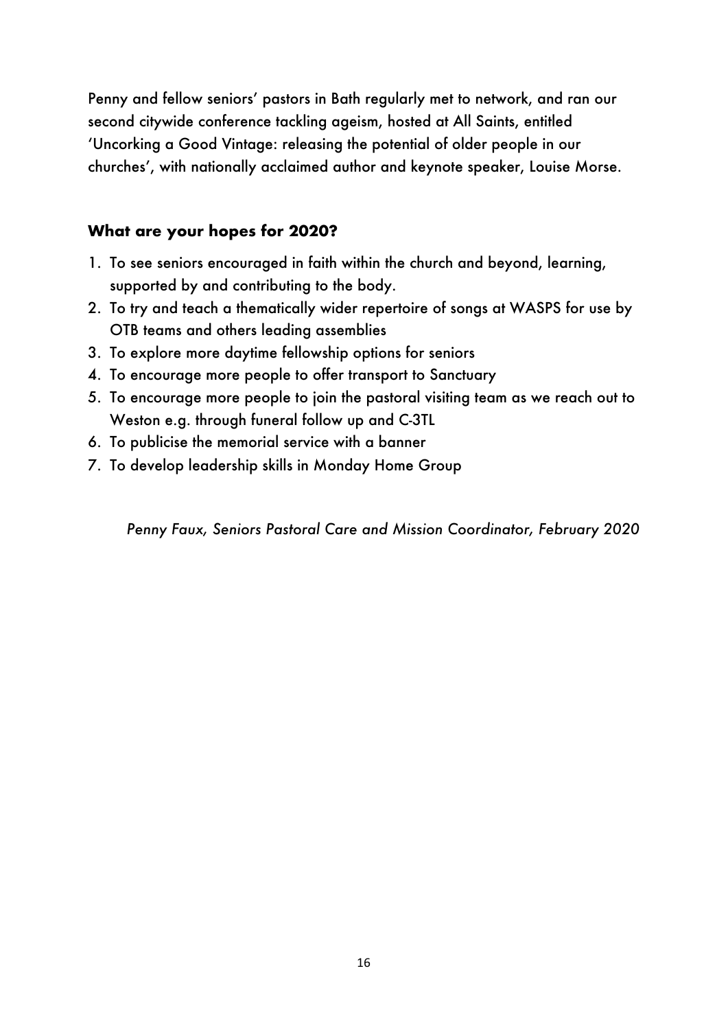Penny and fellow seniors' pastors in Bath regularly met to network, and ran our second citywide conference tackling ageism, hosted at All Saints, entitled 'Uncorking a Good Vintage: releasing the potential of older people in our churches', with nationally acclaimed author and keynote speaker, Louise Morse.

### What are your hopes for 2020?

1. To see seniors encouraged in faith within the church and beyond, learning, supported by and contributing to the body.
2. To try and teach a thematically wider repertoire of songs at WASPS for use by OTB teams and others leading assemblies
3. To explore more daytime fellowship options for seniors
4. To encourage more people to offer transport to Sanctuary
5. To encourage more people to join the pastoral visiting team as we reach out to Weston e.g. through funeral follow up and C-3TL
6. To publicise the memorial service with a banner
7. To develop leadership skills in Monday Home Group

*Penny Faux, Seniors Pastoral Care and Mission Coordinator, February 2020*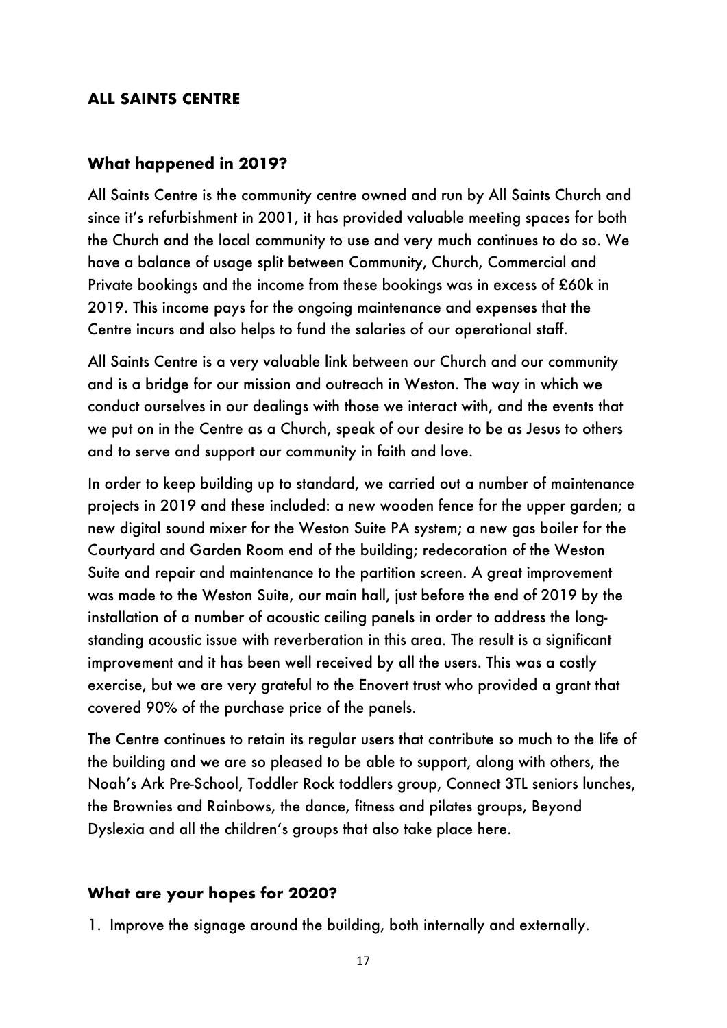## **ALL SAINTS CENTRE**

### What happened in 2019?

All Saints Centre is the community centre owned and run by All Saints Church and since it's refurbishment in 2001, it has provided valuable meeting spaces for both the Church and the local community to use and very much continues to do so. We have a balance of usage split between Community, Church, Commercial and Private bookings and the income from these bookings was in excess of £60k in 2019. This income pays for the ongoing maintenance and expenses that the Centre incurs and also helps to fund the salaries of our operational staff.

All Saints Centre is a very valuable link between our Church and our community and is a bridge for our mission and outreach in Weston. The way in which we conduct ourselves in our dealings with those we interact with, and the events that we put on in the Centre as a Church, speak of our desire to be as Jesus to others and to serve and support our community in faith and love.

In order to keep building up to standard, we carried out a number of maintenance projects in 2019 and these included: a new wooden fence for the upper garden; a new digital sound mixer for the Weston Suite PA system; a new gas boiler for the Courtyard and Garden Room end of the building; redecoration of the Weston Suite and repair and maintenance to the partition screen. A great improvement was made to the Weston Suite, our main hall, just before the end of 2019 by the installation of a number of acoustic ceiling panels in order to address the long-standing acoustic issue with reverberation in this area. The result is a significant improvement and it has been well received by all the users. This was a costly exercise, but we are very grateful to the Enovert trust who provided a grant that covered 90% of the purchase price of the panels.

The Centre continues to retain its regular users that contribute so much to the life of the building and we are so pleased to be able to support, along with others, the Noah's Ark Pre-School, Toddler Rock toddlers group, Connect 3TL seniors lunches, the Brownies and Rainbows, the dance, fitness and pilates groups, Beyond Dyslexia and all the children's groups that also take place here.

### What are your hopes for 2020?

1. Improve the signage around the building, both internally and externally.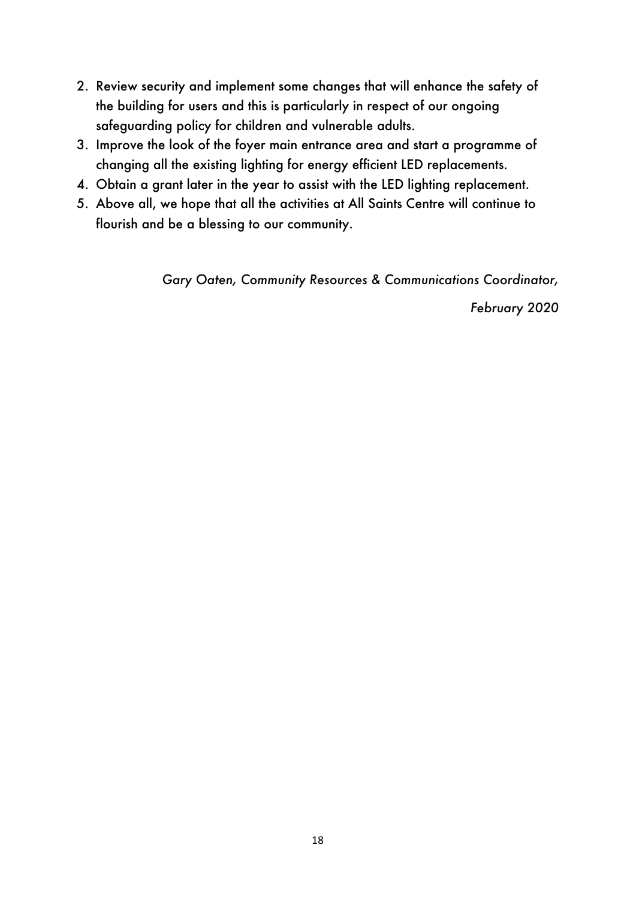2. Review security and implement some changes that will enhance the safety of the building for users and this is particularly in respect of our ongoing safeguarding policy for children and vulnerable adults.
3. Improve the look of the foyer main entrance area and start a programme of changing all the existing lighting for energy efficient LED replacements.
4. Obtain a grant later in the year to assist with the LED lighting replacement.
5. Above all, we hope that all the activities at All Saints Centre will continue to flourish and be a blessing to our community.

*Gary Oaten, Community Resources & Communications Coordinator,*

*February 2020*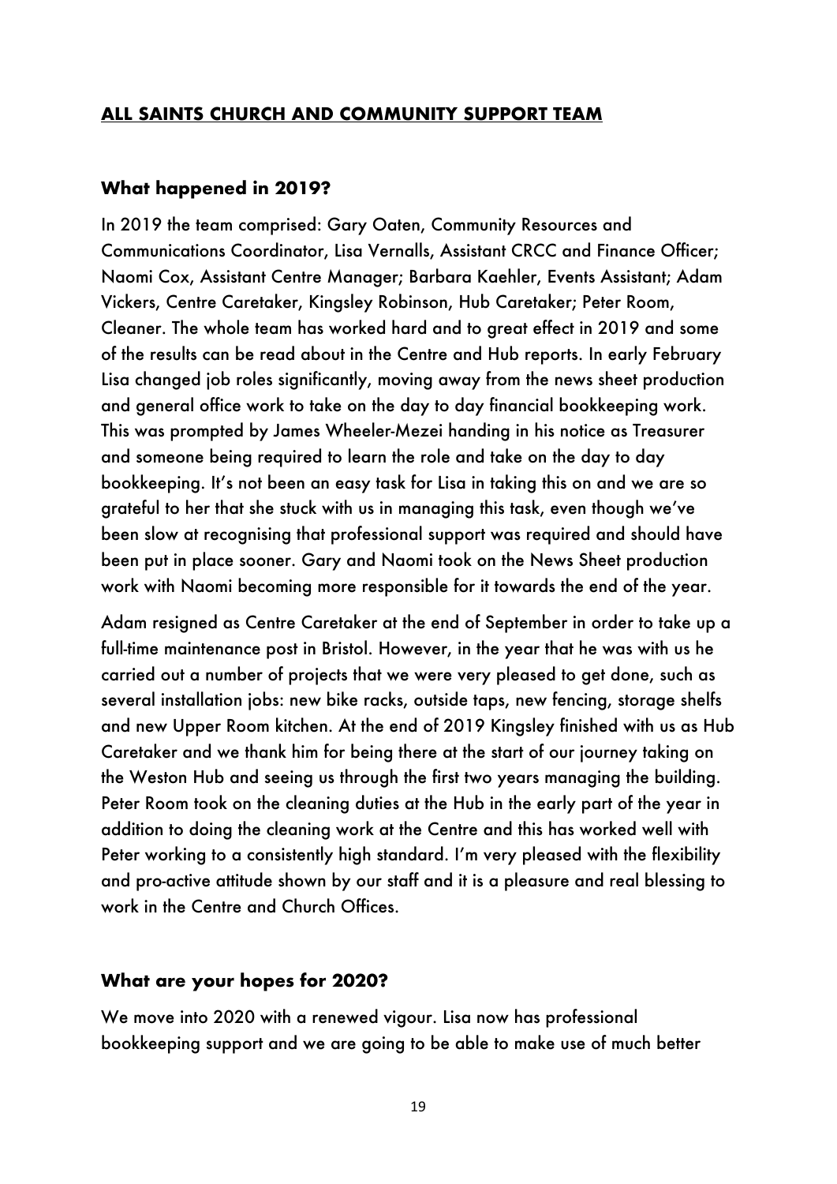## **ALL SAINTS CHURCH AND COMMUNITY SUPPORT TEAM**

### **What happened in 2019?**

In 2019 the team comprised: Gary Oaten, Community Resources and Communications Coordinator, Lisa Vernalls, Assistant CRCC and Finance Officer; Naomi Cox, Assistant Centre Manager; Barbara Kaehler, Events Assistant; Adam Vickers, Centre Caretaker, Kingsley Robinson, Hub Caretaker; Peter Room, Cleaner. The whole team has worked hard and to great effect in 2019 and some of the results can be read about in the Centre and Hub reports. In early February Lisa changed job roles significantly, moving away from the news sheet production and general office work to take on the day to day financial bookkeeping work. This was prompted by James Wheeler-Mezei handing in his notice as Treasurer and someone being required to learn the role and take on the day to day bookkeeping. It's not been an easy task for Lisa in taking this on and we are so grateful to her that she stuck with us in managing this task, even though we've been slow at recognising that professional support was required and should have been put in place sooner. Gary and Naomi took on the News Sheet production work with Naomi becoming more responsible for it towards the end of the year.

Adam resigned as Centre Caretaker at the end of September in order to take up a full-time maintenance post in Bristol. However, in the year that he was with us he carried out a number of projects that we were very pleased to get done, such as several installation jobs: new bike racks, outside taps, new fencing, storage shelfs and new Upper Room kitchen. At the end of 2019 Kingsley finished with us as Hub Caretaker and we thank him for being there at the start of our journey taking on the Weston Hub and seeing us through the first two years managing the building. Peter Room took on the cleaning duties at the Hub in the early part of the year in addition to doing the cleaning work at the Centre and this has worked well with Peter working to a consistently high standard. I'm very pleased with the flexibility and pro-active attitude shown by our staff and it is a pleasure and real blessing to work in the Centre and Church Offices.

### **What are your hopes for 2020?**

We move into 2020 with a renewed vigour. Lisa now has professional bookkeeping support and we are going to be able to make use of much better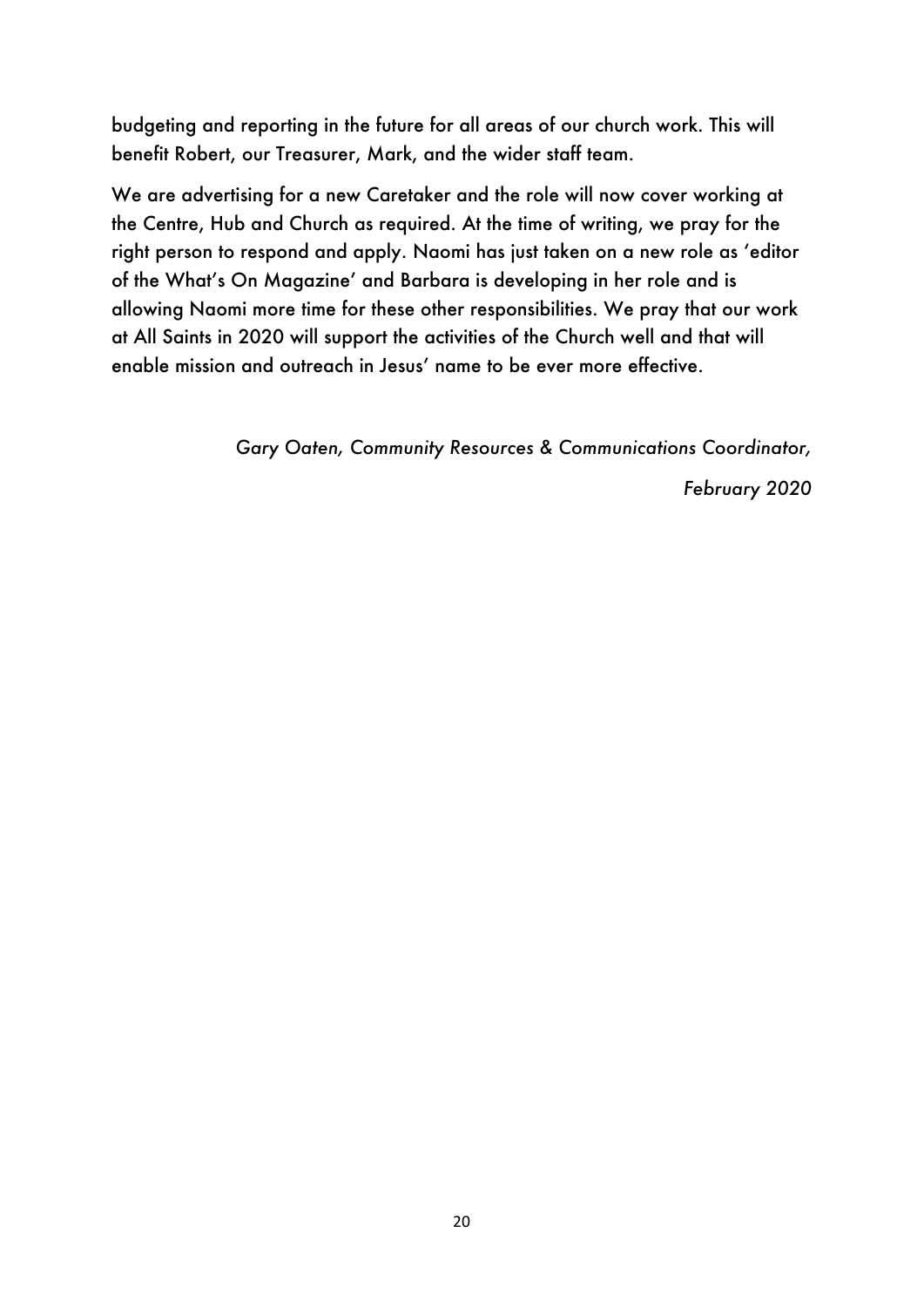budgeting and reporting in the future for all areas of our church work. This will benefit Robert, our Treasurer, Mark, and the wider staff team.

We are advertising for a new Caretaker and the role will now cover working at the Centre, Hub and Church as required. At the time of writing, we pray for the right person to respond and apply. Naomi has just taken on a new role as 'editor of the What's On Magazine' and Barbara is developing in her role and is allowing Naomi more time for these other responsibilities. We pray that our work at All Saints in 2020 will support the activities of the Church well and that will enable mission and outreach in Jesus' name to be ever more effective.

*Gary Oaten, Community Resources & Communications Coordinator,*

*February 2020*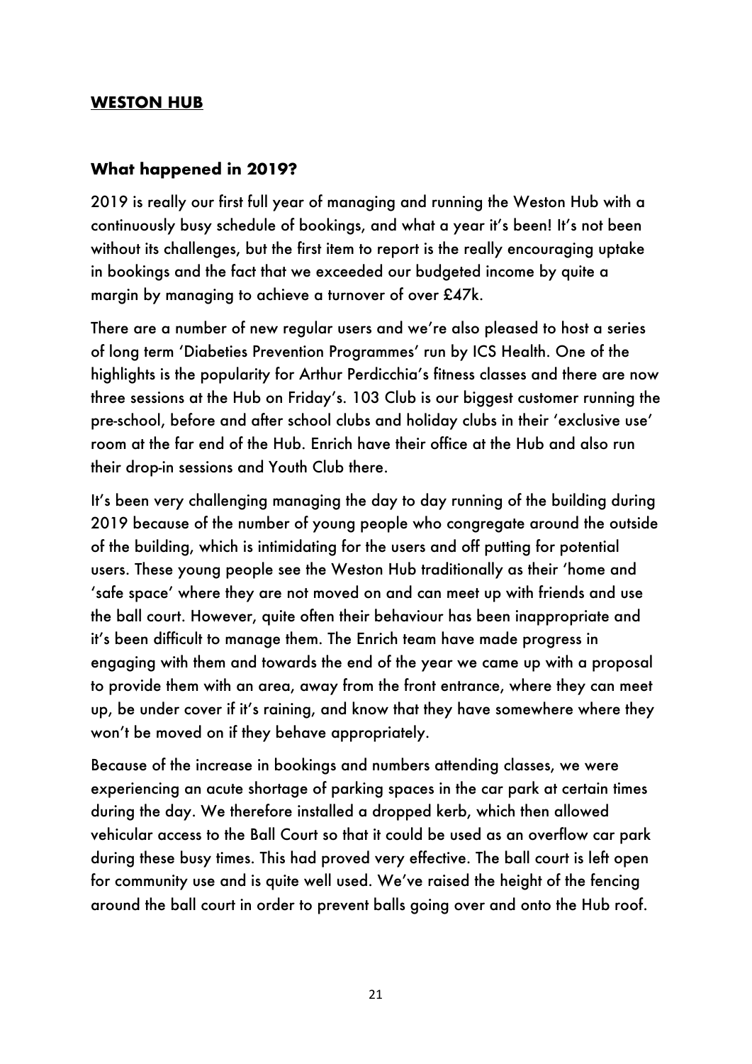## WESTON HUB

### What happened in 2019?

2019 is really our first full year of managing and running the Weston Hub with a continuously busy schedule of bookings, and what a year it's been! It's not been without its challenges, but the first item to report is the really encouraging uptake in bookings and the fact that we exceeded our budgeted income by quite a margin by managing to achieve a turnover of over £47k.

There are a number of new regular users and we're also pleased to host a series of long term 'Diabeties Prevention Programmes' run by ICS Health. One of the highlights is the popularity for Arthur Perdicchia's fitness classes and there are now three sessions at the Hub on Friday's. 103 Club is our biggest customer running the pre-school, before and after school clubs and holiday clubs in their 'exclusive use' room at the far end of the Hub. Enrich have their office at the Hub and also run their drop-in sessions and Youth Club there.

It's been very challenging managing the day to day running of the building during 2019 because of the number of young people who congregate around the outside of the building, which is intimidating for the users and off putting for potential users. These young people see the Weston Hub traditionally as their 'home and 'safe space' where they are not moved on and can meet up with friends and use the ball court. However, quite often their behaviour has been inappropriate and it's been difficult to manage them. The Enrich team have made progress in engaging with them and towards the end of the year we came up with a proposal to provide them with an area, away from the front entrance, where they can meet up, be under cover if it's raining, and know that they have somewhere where they won't be moved on if they behave appropriately.

Because of the increase in bookings and numbers attending classes, we were experiencing an acute shortage of parking spaces in the car park at certain times during the day. We therefore installed a dropped kerb, which then allowed vehicular access to the Ball Court so that it could be used as an overflow car park during these busy times. This had proved very effective. The ball court is left open for community use and is quite well used. We've raised the height of the fencing around the ball court in order to prevent balls going over and onto the Hub roof.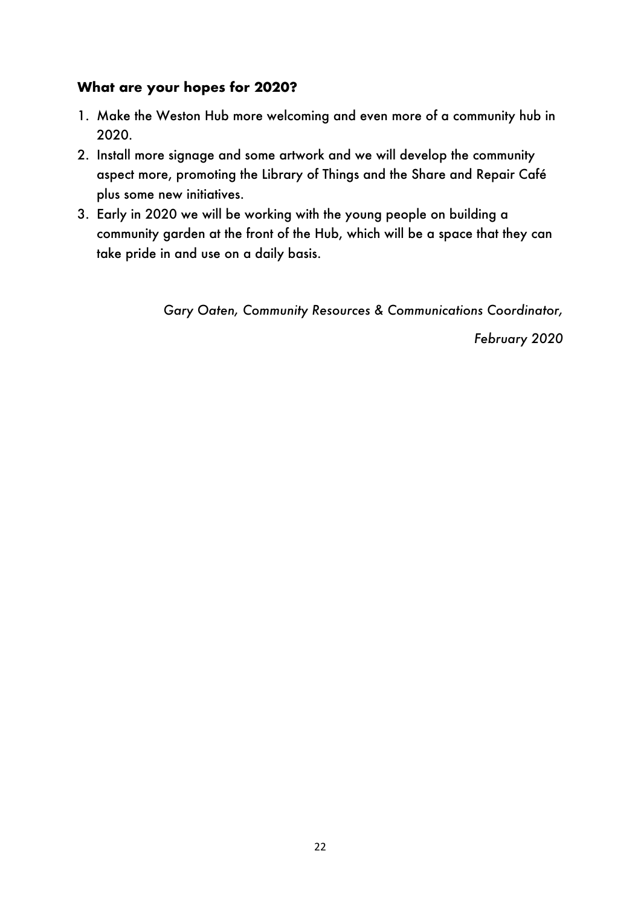**What are your hopes for 2020?**

1. Make the Weston Hub more welcoming and even more of a community hub in 2020.
2. Install more signage and some artwork and we will develop the community aspect more, promoting the Library of Things and the Share and Repair Café plus some new initiatives.
3. Early in 2020 we will be working with the young people on building a community garden at the front of the Hub, which will be a space that they can take pride in and use on a daily basis.

*Gary Oaten, Community Resources & Communications Coordinator,*

*February 2020*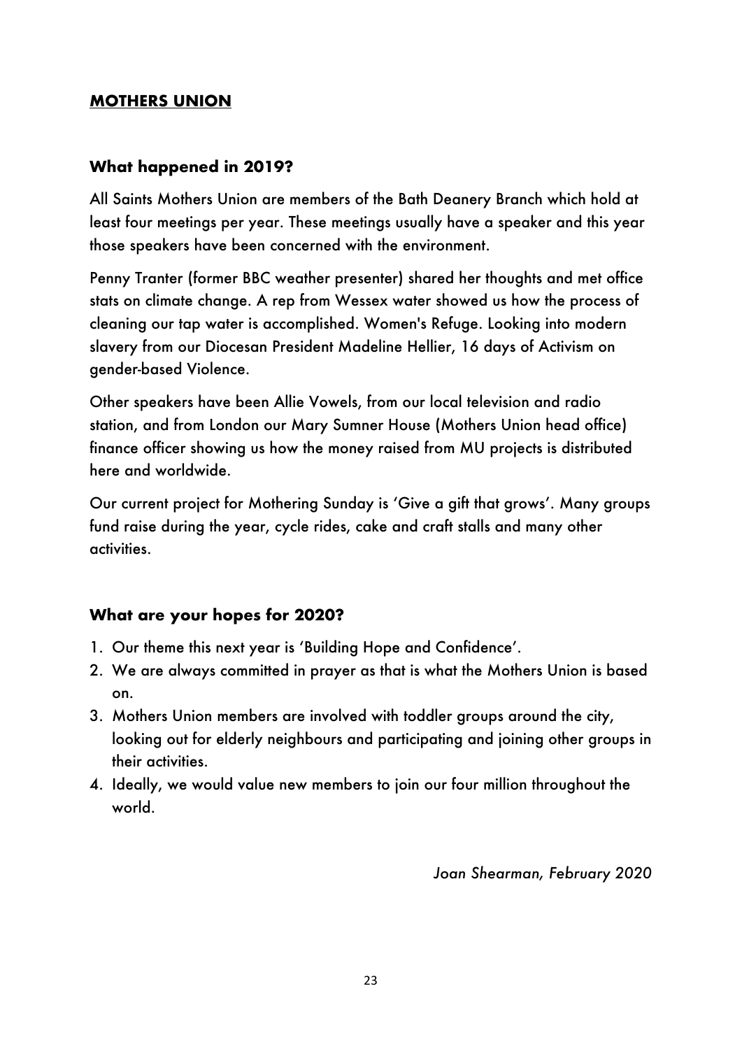## **MOTHERS UNION**

### What happened in 2019?

All Saints Mothers Union are members of the Bath Deanery Branch which hold at least four meetings per year. These meetings usually have a speaker and this year those speakers have been concerned with the environment.

Penny Tranter (former BBC weather presenter) shared her thoughts and met office stats on climate change. A rep from Wessex water showed us how the process of cleaning our tap water is accomplished. Women's Refuge. Looking into modern slavery from our Diocesan President Madeline Hellier, 16 days of Activism on gender-based Violence.

Other speakers have been Allie Vowels, from our local television and radio station, and from London our Mary Sumner House (Mothers Union head office) finance officer showing us how the money raised from MU projects is distributed here and worldwide.

Our current project for Mothering Sunday is 'Give a gift that grows'. Many groups fund raise during the year, cycle rides, cake and craft stalls and many other activities.

### What are your hopes for 2020?

1. Our theme this next year is 'Building Hope and Confidence'.
2. We are always committed in prayer as that is what the Mothers Union is based on.
3. Mothers Union members are involved with toddler groups around the city, looking out for elderly neighbours and participating and joining other groups in their activities.
4. Ideally, we would value new members to join our four million throughout the world.

*Joan Shearman, February 2020*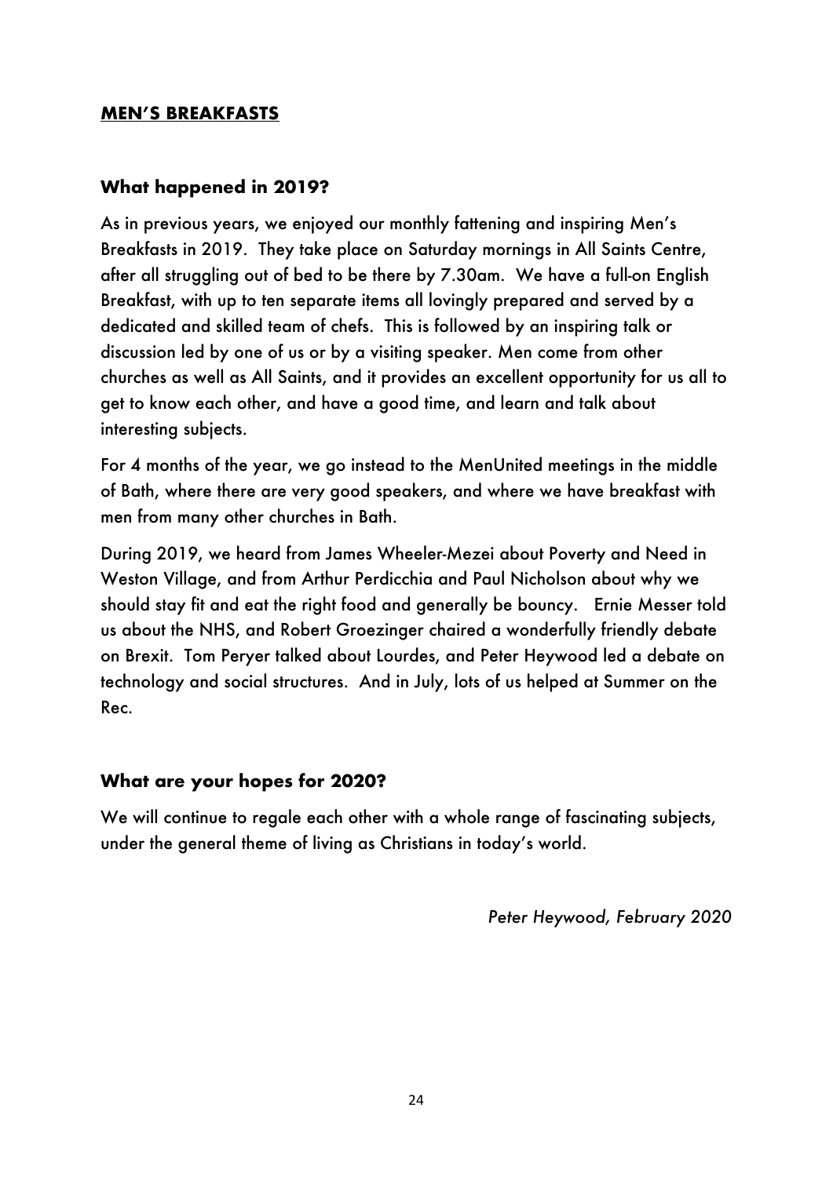## **MEN'S BREAKFASTS**

### What happened in 2019?

As in previous years, we enjoyed our monthly fattening and inspiring Men's Breakfasts in 2019. They take place on Saturday mornings in All Saints Centre, after all struggling out of bed to be there by 7.30am. We have a full-on English Breakfast, with up to ten separate items all lovingly prepared and served by a dedicated and skilled team of chefs. This is followed by an inspiring talk or discussion led by one of us or by a visiting speaker. Men come from other churches as well as All Saints, and it provides an excellent opportunity for us all to get to know each other, and have a good time, and learn and talk about interesting subjects.

For 4 months of the year, we go instead to the MenUnited meetings in the middle of Bath, where there are very good speakers, and where we have breakfast with men from many other churches in Bath.

During 2019, we heard from James Wheeler-Mezei about Poverty and Need in Weston Village, and from Arthur Perdicchia and Paul Nicholson about why we should stay fit and eat the right food and generally be bouncy. Ernie Messer told us about the NHS, and Robert Groezinger chaired a wonderfully friendly debate on Brexit. Tom Peryer talked about Lourdes, and Peter Heywood led a debate on technology and social structures. And in July, lots of us helped at Summer on the Rec.

### What are your hopes for 2020?

We will continue to regale each other with a whole range of fascinating subjects, under the general theme of living as Christians in today's world.

*Peter Heywood, February 2020*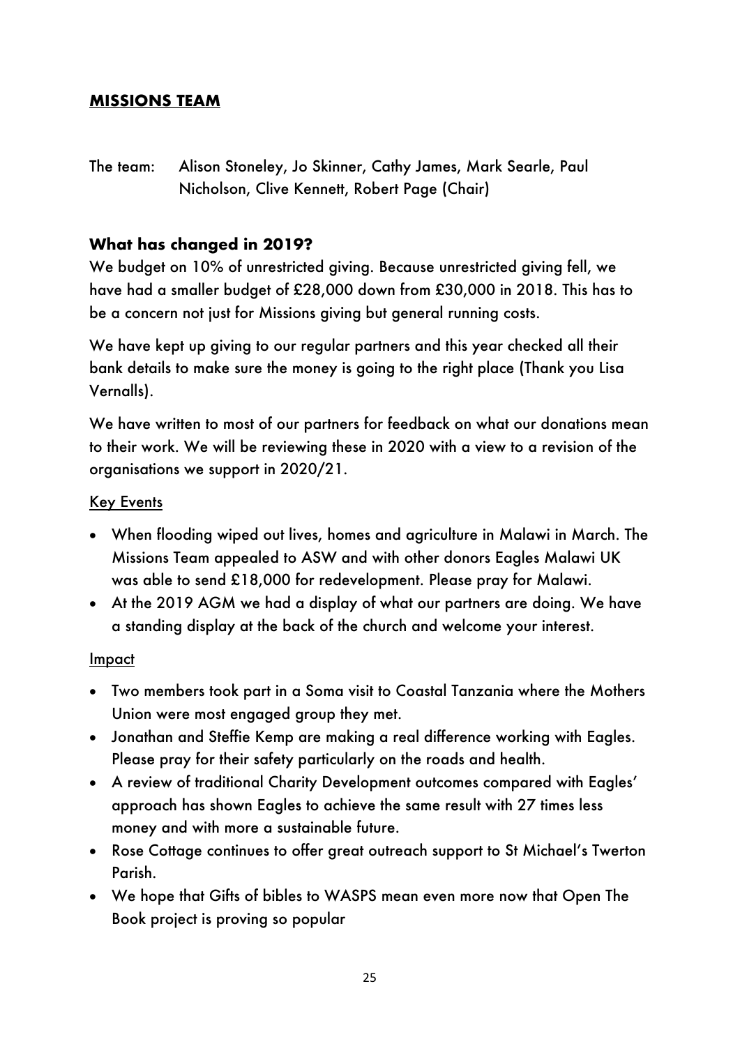## **MISSIONS TEAM**

The team: Alison Stoneley, Jo Skinner, Cathy James, Mark Searle, Paul Nicholson, Clive Kennett, Robert Page (Chair)

### **What has changed in 2019?**

We budget on 10% of unrestricted giving. Because unrestricted giving fell, we have had a smaller budget of £28,000 down from £30,000 in 2018. This has to be a concern not just for Missions giving but general running costs.

We have kept up giving to our regular partners and this year checked all their bank details to make sure the money is going to the right place (Thank you Lisa Vernalls).

We have written to most of our partners for feedback on what our donations mean to their work. We will be reviewing these in 2020 with a view to a revision of the organisations we support in 2020/21.

<u>Key Events</u>

- When flooding wiped out lives, homes and agriculture in Malawi in March. The Missions Team appealed to ASW and with other donors Eagles Malawi UK was able to send £18,000 for redevelopment. Please pray for Malawi.
- At the 2019 AGM we had a display of what our partners are doing. We have a standing display at the back of the church and welcome your interest.

<u>Impact</u>

- Two members took part in a Soma visit to Coastal Tanzania where the Mothers Union were most engaged group they met.
- Jonathan and Steffie Kemp are making a real difference working with Eagles. Please pray for their safety particularly on the roads and health.
- A review of traditional Charity Development outcomes compared with Eagles' approach has shown Eagles to achieve the same result with 27 times less money and with more a sustainable future.
- Rose Cottage continues to offer great outreach support to St Michael's Twerton Parish.
- We hope that Gifts of bibles to WASPS mean even more now that Open The Book project is proving so popular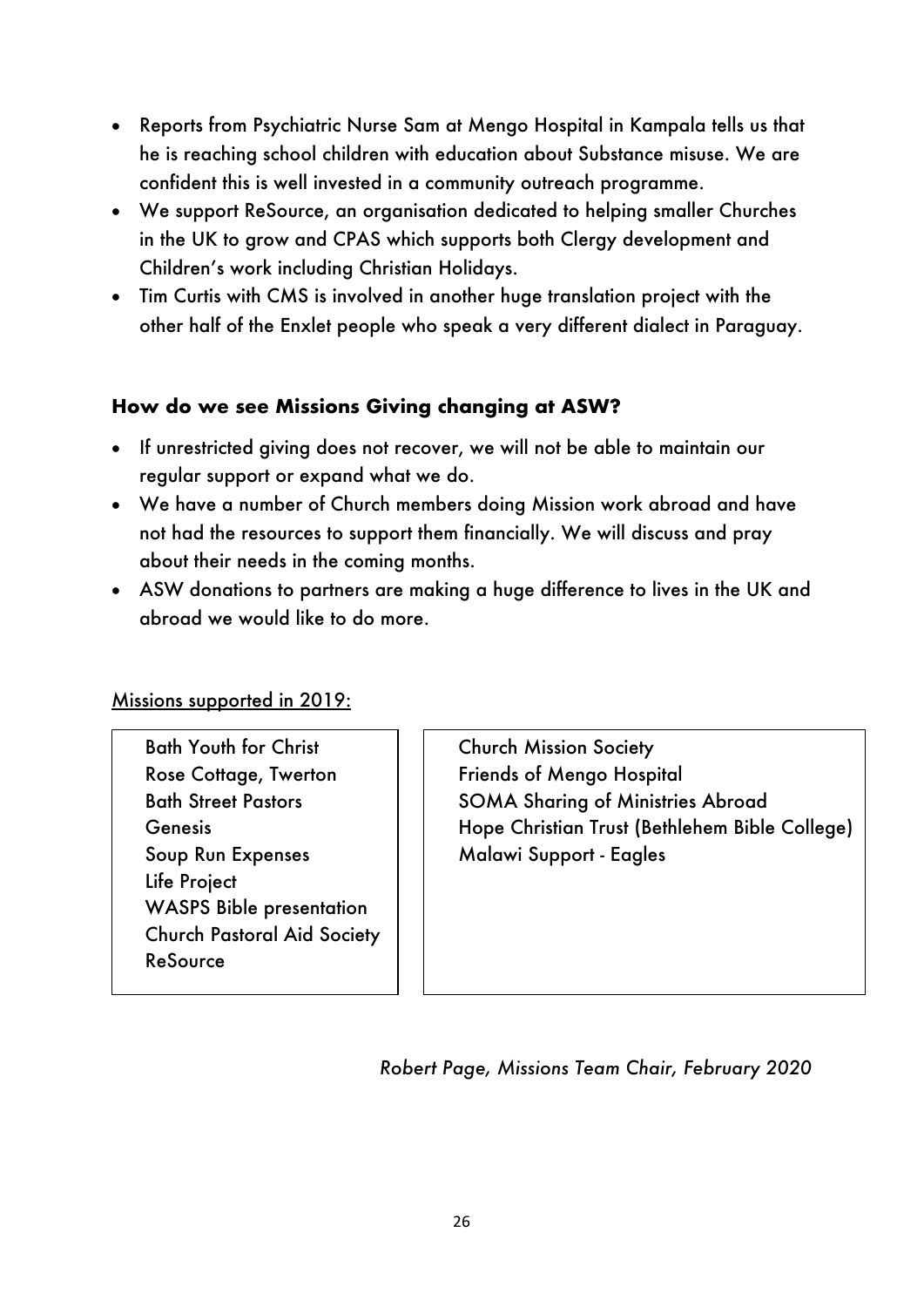- Reports from Psychiatric Nurse Sam at Mengo Hospital in Kampala tells us that he is reaching school children with education about Substance misuse. We are confident this is well invested in a community outreach programme.
- We support ReSource, an organisation dedicated to helping smaller Churches in the UK to grow and CPAS which supports both Clergy development and Children's work including Christian Holidays.
- Tim Curtis with CMS is involved in another huge translation project with the other half of the Enxlet people who speak a very different dialect in Paraguay.

### How do we see Missions Giving changing at ASW?

- If unrestricted giving does not recover, we will not be able to maintain our regular support or expand what we do.
- We have a number of Church members doing Mission work abroad and have not had the resources to support them financially. We will discuss and pray about their needs in the coming months.
- ASW donations to partners are making a huge difference to lives in the UK and abroad we would like to do more.

<u>Missions supported in 2019:</u>

| | |
|---|---|
| Bath Youth for Christ | Church Mission Society |
| Rose Cottage, Twerton | Friends of Mengo Hospital |
| Bath Street Pastors | SOMA Sharing of Ministries Abroad |
| Genesis | Hope Christian Trust (Bethlehem Bible College) |
| Soup Run Expenses | Malawi Support - Eagles |
| Life Project | |
| WASPS Bible presentation | |
| Church Pastoral Aid Society | |
| ReSource | |

*Robert Page, Missions Team Chair, February 2020*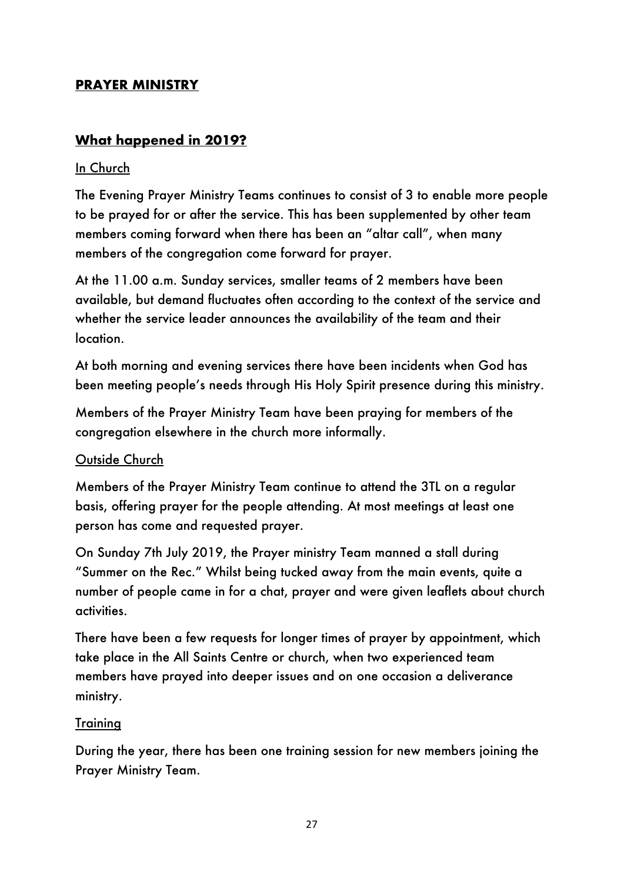## PRAYER MINISTRY

### What happened in 2019?

In Church

The Evening Prayer Ministry Teams continues to consist of 3 to enable more people to be prayed for or after the service. This has been supplemented by other team members coming forward when there has been an "altar call", when many members of the congregation come forward for prayer.

At the 11.00 a.m. Sunday services, smaller teams of 2 members have been available, but demand fluctuates often according to the context of the service and whether the service leader announces the availability of the team and their location.

At both morning and evening services there have been incidents when God has been meeting people's needs through His Holy Spirit presence during this ministry.

Members of the Prayer Ministry Team have been praying for members of the congregation elsewhere in the church more informally.

Outside Church

Members of the Prayer Ministry Team continue to attend the 3TL on a regular basis, offering prayer for the people attending. At most meetings at least one person has come and requested prayer.

On Sunday 7th July 2019, the Prayer ministry Team manned a stall during "Summer on the Rec." Whilst being tucked away from the main events, quite a number of people came in for a chat, prayer and were given leaflets about church activities.

There have been a few requests for longer times of prayer by appointment, which take place in the All Saints Centre or church, when two experienced team members have prayed into deeper issues and on one occasion a deliverance ministry.

Training

During the year, there has been one training session for new members joining the Prayer Ministry Team.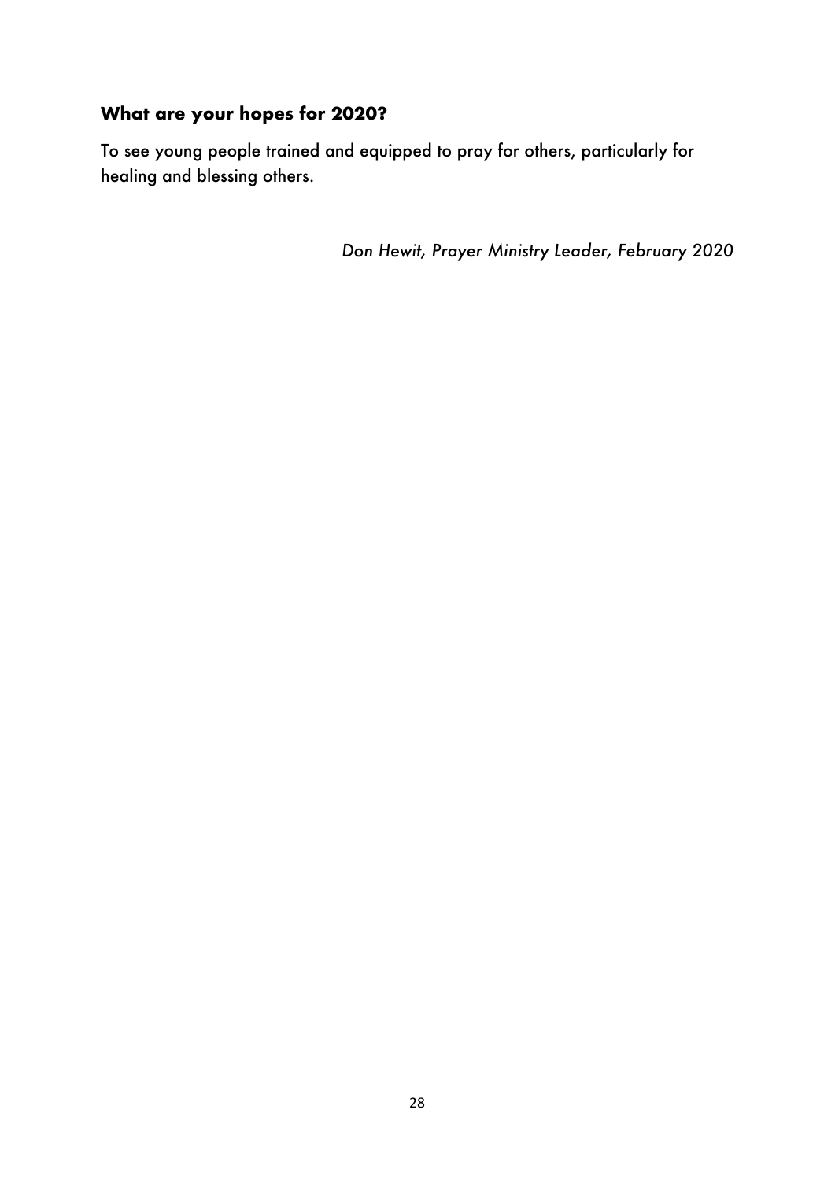### **What are your hopes for 2020?**

To see young people trained and equipped to pray for others, particularly for healing and blessing others.

*Don Hewit, Prayer Ministry Leader, February 2020*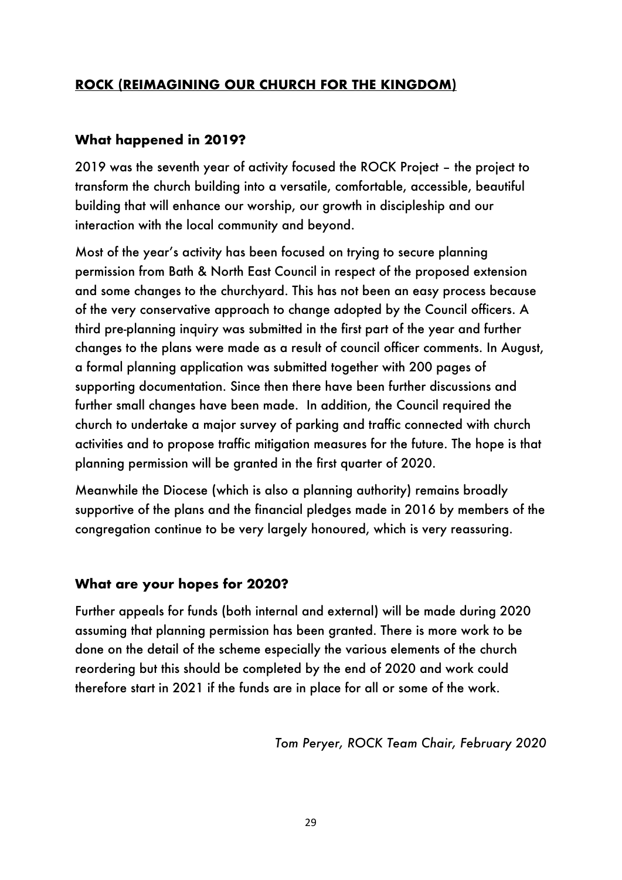## **ROCK (REIMAGINING OUR CHURCH FOR THE KINGDOM)**

### **What happened in 2019?**

2019 was the seventh year of activity focused the ROCK Project – the project to transform the church building into a versatile, comfortable, accessible, beautiful building that will enhance our worship, our growth in discipleship and our interaction with the local community and beyond.

Most of the year's activity has been focused on trying to secure planning permission from Bath & North East Council in respect of the proposed extension and some changes to the churchyard. This has not been an easy process because of the very conservative approach to change adopted by the Council officers. A third pre-planning inquiry was submitted in the first part of the year and further changes to the plans were made as a result of council officer comments. In August, a formal planning application was submitted together with 200 pages of supporting documentation. Since then there have been further discussions and further small changes have been made. In addition, the Council required the church to undertake a major survey of parking and traffic connected with church activities and to propose traffic mitigation measures for the future. The hope is that planning permission will be granted in the first quarter of 2020.

Meanwhile the Diocese (which is also a planning authority) remains broadly supportive of the plans and the financial pledges made in 2016 by members of the congregation continue to be very largely honoured, which is very reassuring.

### **What are your hopes for 2020?**

Further appeals for funds (both internal and external) will be made during 2020 assuming that planning permission has been granted. There is more work to be done on the detail of the scheme especially the various elements of the church reordering but this should be completed by the end of 2020 and work could therefore start in 2021 if the funds are in place for all or some of the work.

*Tom Peryer, ROCK Team Chair, February 2020*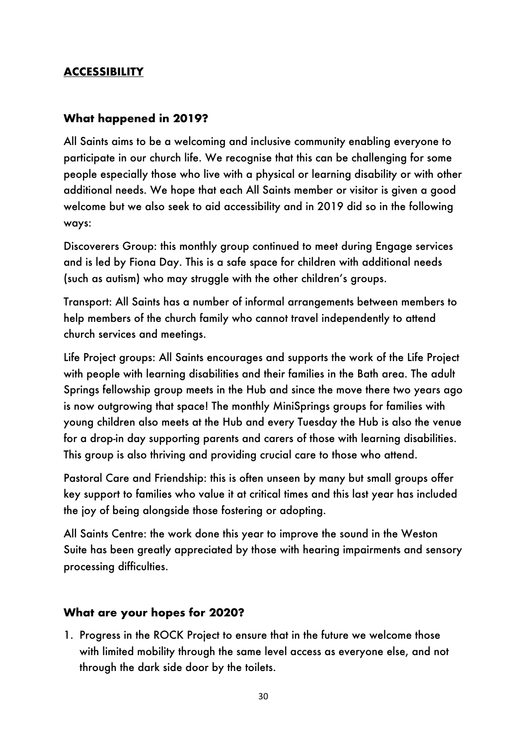## **ACCESSIBILITY**

### What happened in 2019?

All Saints aims to be a welcoming and inclusive community enabling everyone to participate in our church life. We recognise that this can be challenging for some people especially those who live with a physical or learning disability or with other additional needs. We hope that each All Saints member or visitor is given a good welcome but we also seek to aid accessibility and in 2019 did so in the following ways:

Discoverers Group: this monthly group continued to meet during Engage services and is led by Fiona Day. This is a safe space for children with additional needs (such as autism) who may struggle with the other children's groups.

Transport: All Saints has a number of informal arrangements between members to help members of the church family who cannot travel independently to attend church services and meetings.

Life Project groups: All Saints encourages and supports the work of the Life Project with people with learning disabilities and their families in the Bath area. The adult Springs fellowship group meets in the Hub and since the move there two years ago is now outgrowing that space! The monthly MiniSprings groups for families with young children also meets at the Hub and every Tuesday the Hub is also the venue for a drop-in day supporting parents and carers of those with learning disabilities. This group is also thriving and providing crucial care to those who attend.

Pastoral Care and Friendship: this is often unseen by many but small groups offer key support to families who value it at critical times and this last year has included the joy of being alongside those fostering or adopting.

All Saints Centre: the work done this year to improve the sound in the Weston Suite has been greatly appreciated by those with hearing impairments and sensory processing difficulties.

### What are your hopes for 2020?

1. Progress in the ROCK Project to ensure that in the future we welcome those with limited mobility through the same level access as everyone else, and not through the dark side door by the toilets.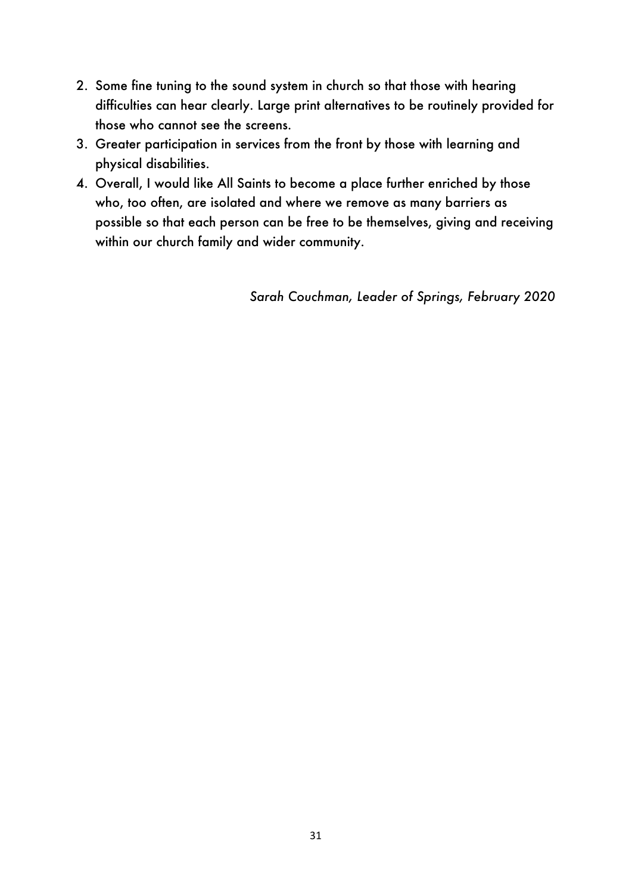2. Some fine tuning to the sound system in church so that those with hearing difficulties can hear clearly. Large print alternatives to be routinely provided for those who cannot see the screens.
3. Greater participation in services from the front by those with learning and physical disabilities.
4. Overall, I would like All Saints to become a place further enriched by those who, too often, are isolated and where we remove as many barriers as possible so that each person can be free to be themselves, giving and receiving within our church family and wider community.

*Sarah Couchman, Leader of Springs, February 2020*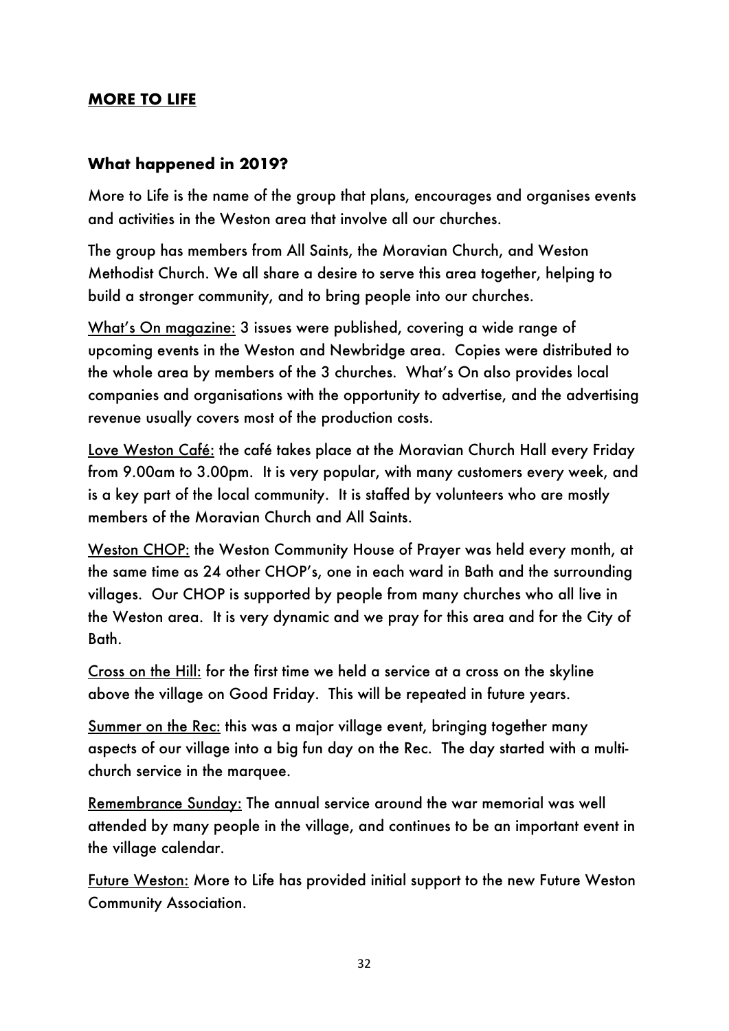## **MORE TO LIFE**

### What happened in 2019?

More to Life is the name of the group that plans, encourages and organises events and activities in the Weston area that involve all our churches.

The group has members from All Saints, the Moravian Church, and Weston Methodist Church. We all share a desire to serve this area together, helping to build a stronger community, and to bring people into our churches.

<u>What's On magazine:</u> 3 issues were published, covering a wide range of upcoming events in the Weston and Newbridge area. Copies were distributed to the whole area by members of the 3 churches. What's On also provides local companies and organisations with the opportunity to advertise, and the advertising revenue usually covers most of the production costs.

<u>Love Weston Café:</u> the café takes place at the Moravian Church Hall every Friday from 9.00am to 3.00pm. It is very popular, with many customers every week, and is a key part of the local community. It is staffed by volunteers who are mostly members of the Moravian Church and All Saints.

<u>Weston CHOP:</u> the Weston Community House of Prayer was held every month, at the same time as 24 other CHOP's, one in each ward in Bath and the surrounding villages. Our CHOP is supported by people from many churches who all live in the Weston area. It is very dynamic and we pray for this area and for the City of Bath.

<u>Cross on the Hill:</u> for the first time we held a service at a cross on the skyline above the village on Good Friday. This will be repeated in future years.

<u>Summer on the Rec:</u> this was a major village event, bringing together many aspects of our village into a big fun day on the Rec. The day started with a multi-church service in the marquee.

<u>Remembrance Sunday:</u> The annual service around the war memorial was well attended by many people in the village, and continues to be an important event in the village calendar.

<u>Future Weston:</u> More to Life has provided initial support to the new Future Weston Community Association.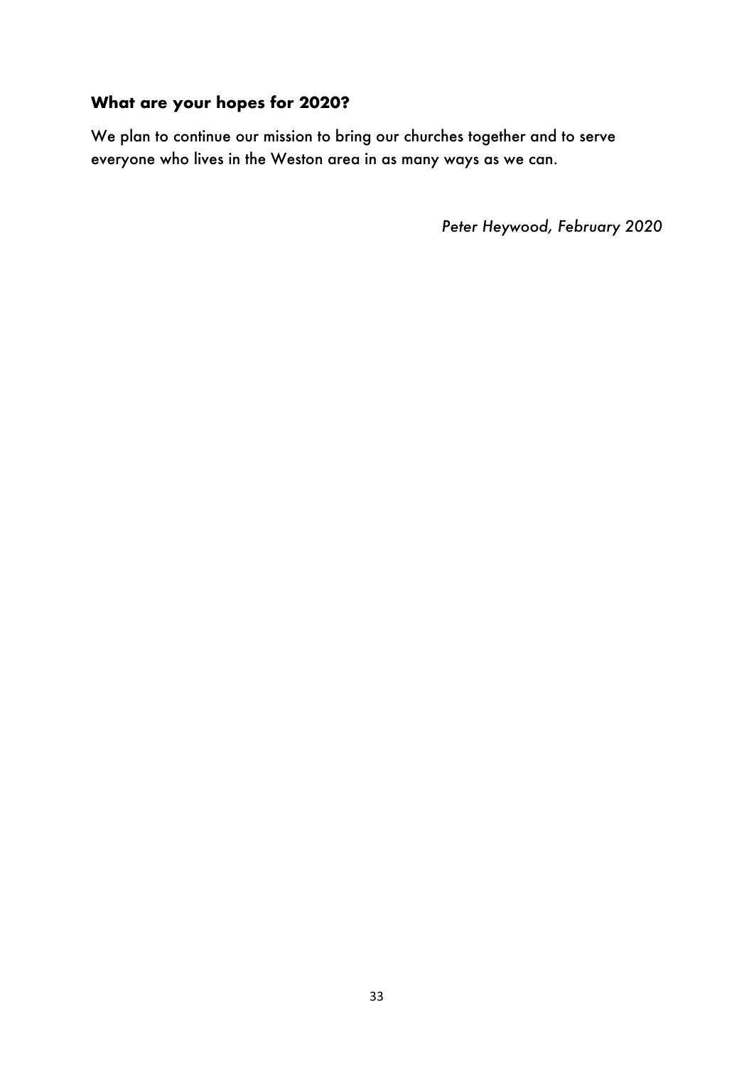**What are your hopes for 2020?**

We plan to continue our mission to bring our churches together and to serve everyone who lives in the Weston area in as many ways as we can.

*Peter Heywood, February 2020*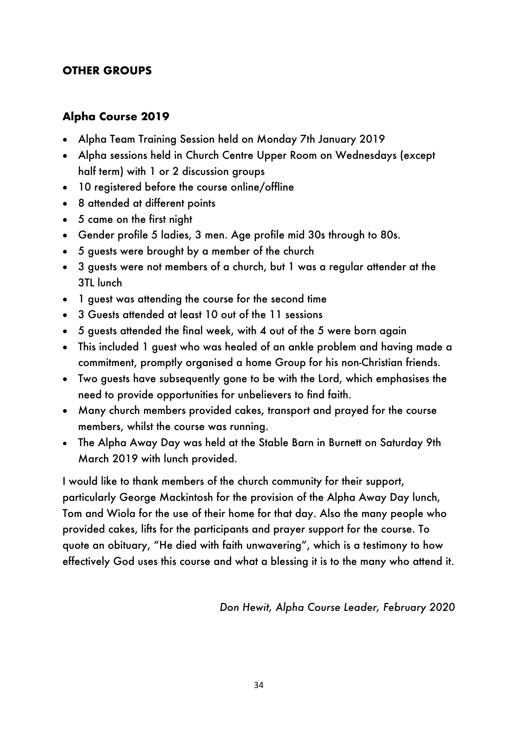## OTHER GROUPS

### Alpha Course 2019

- Alpha Team Training Session held on Monday 7th January 2019
- Alpha sessions held in Church Centre Upper Room on Wednesdays (except half term) with 1 or 2 discussion groups
- 10 registered before the course online/offline
- 8 attended at different points
- 5 came on the first night
- Gender profile 5 ladies, 3 men. Age profile mid 30s through to 80s.
- 5 guests were brought by a member of the church
- 3 guests were not members of a church, but 1 was a regular attender at the 3TL lunch
- 1 guest was attending the course for the second time
- 3 Guests attended at least 10 out of the 11 sessions
- 5 guests attended the final week, with 4 out of the 5 were born again
- This included 1 guest who was healed of an ankle problem and having made a commitment, promptly organised a home Group for his non-Christian friends.
- Two guests have subsequently gone to be with the Lord, which emphasises the need to provide opportunities for unbelievers to find faith.
- Many church members provided cakes, transport and prayed for the course members, whilst the course was running.
- The Alpha Away Day was held at the Stable Barn in Burnett on Saturday 9th March 2019 with lunch provided.

I would like to thank members of the church community for their support, particularly George Mackintosh for the provision of the Alpha Away Day lunch, Tom and Wiola for the use of their home for that day. Also the many people who provided cakes, lifts for the participants and prayer support for the course. To quote an obituary, "He died with faith unwavering", which is a testimony to how effectively God uses this course and what a blessing it is to the many who attend it.

*Don Hewit, Alpha Course Leader, February 2020*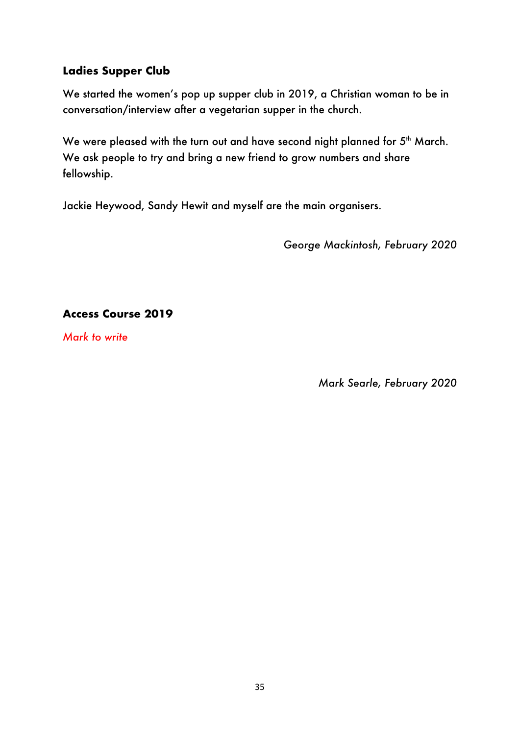### **Ladies Supper Club**

We started the women's pop up supper club in 2019, a Christian woman to be in conversation/interview after a vegetarian supper in the church.

We were pleased with the turn out and have second night planned for 5th March. We ask people to try and bring a new friend to grow numbers and share fellowship.

Jackie Heywood, Sandy Hewit and myself are the main organisers.

*George Mackintosh, February 2020*

### **Access Course 2019**

*Mark to write*

*Mark Searle, February 2020*